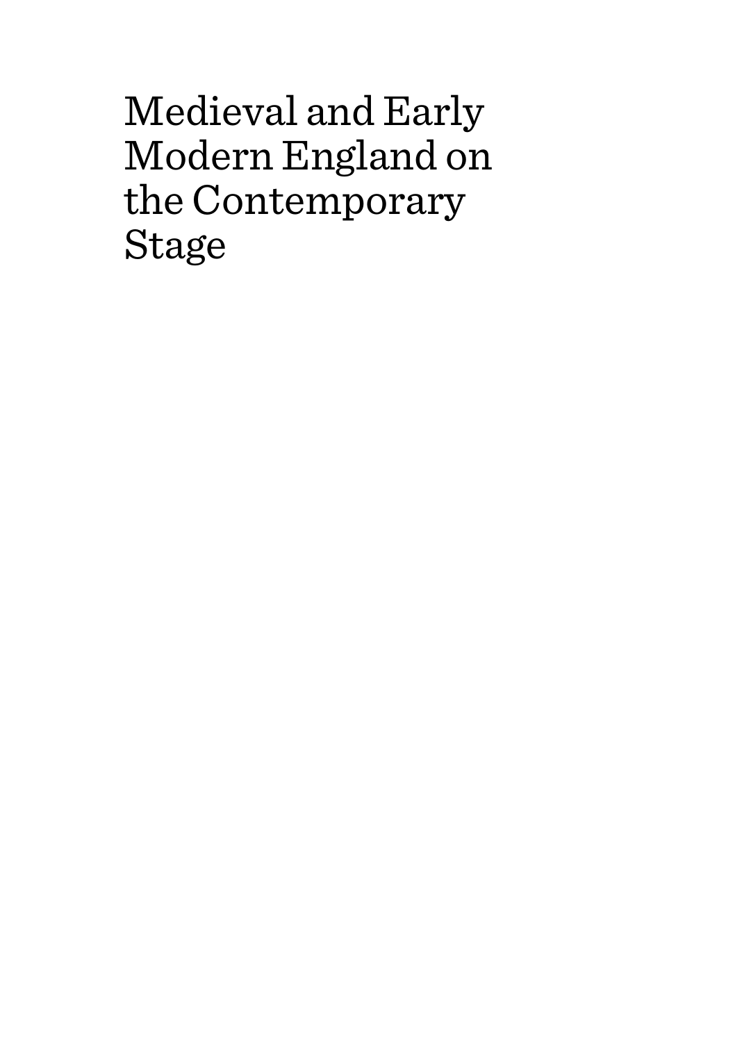# Medieval and Early Modern England on the Contemporary Stage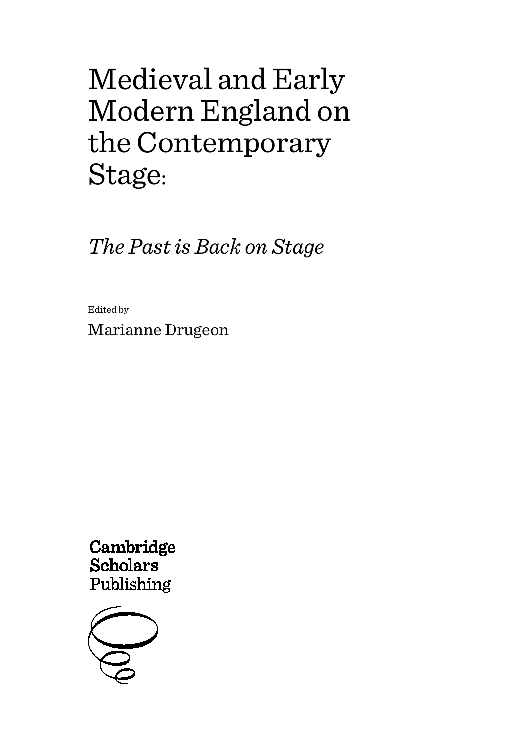# Medieval and Early Modern England on the Contemporary Stage:

## *The Past is Back on Stage*

Edited by

Marianne Drugeon

Cambridge Scholars Publishing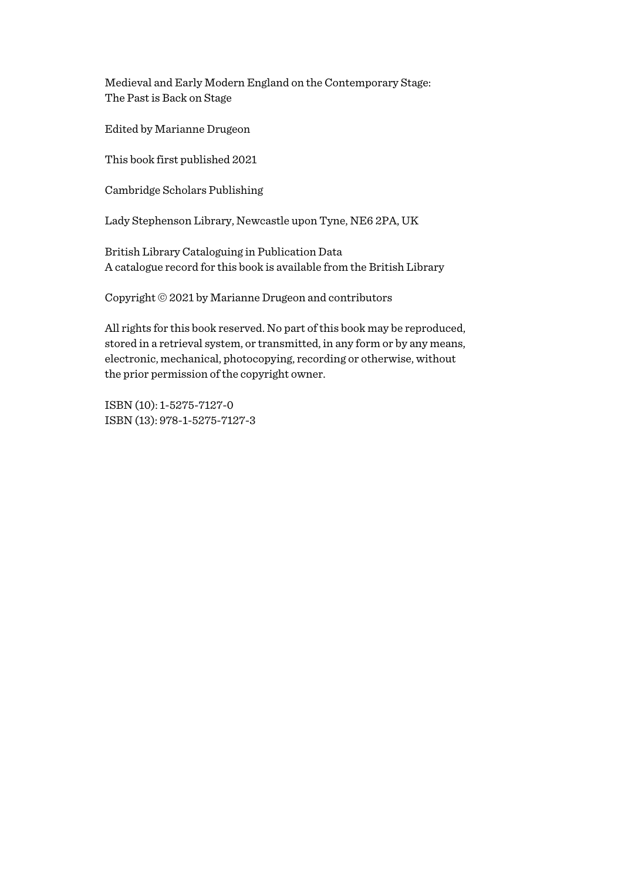Medieval and Early Modern England on the Contemporary Stage:
The Past is Back on Stage

Edited by Marianne Drugeon

This book first published 2021

Cambridge Scholars Publishing

Lady Stephenson Library, Newcastle upon Tyne, NE6 2PA, UK

British Library Cataloguing in Publication Data
A catalogue record for this book is available from the British Library

Copyright © 2021 by Marianne Drugeon and contributors

All rights for this book reserved. No part of this book may be reproduced, stored in a retrieval system, or transmitted, in any form or by any means, electronic, mechanical, photocopying, recording or otherwise, without the prior permission of the copyright owner.

ISBN (10): 1-5275-7127-0
ISBN (13): 978-1-5275-7127-3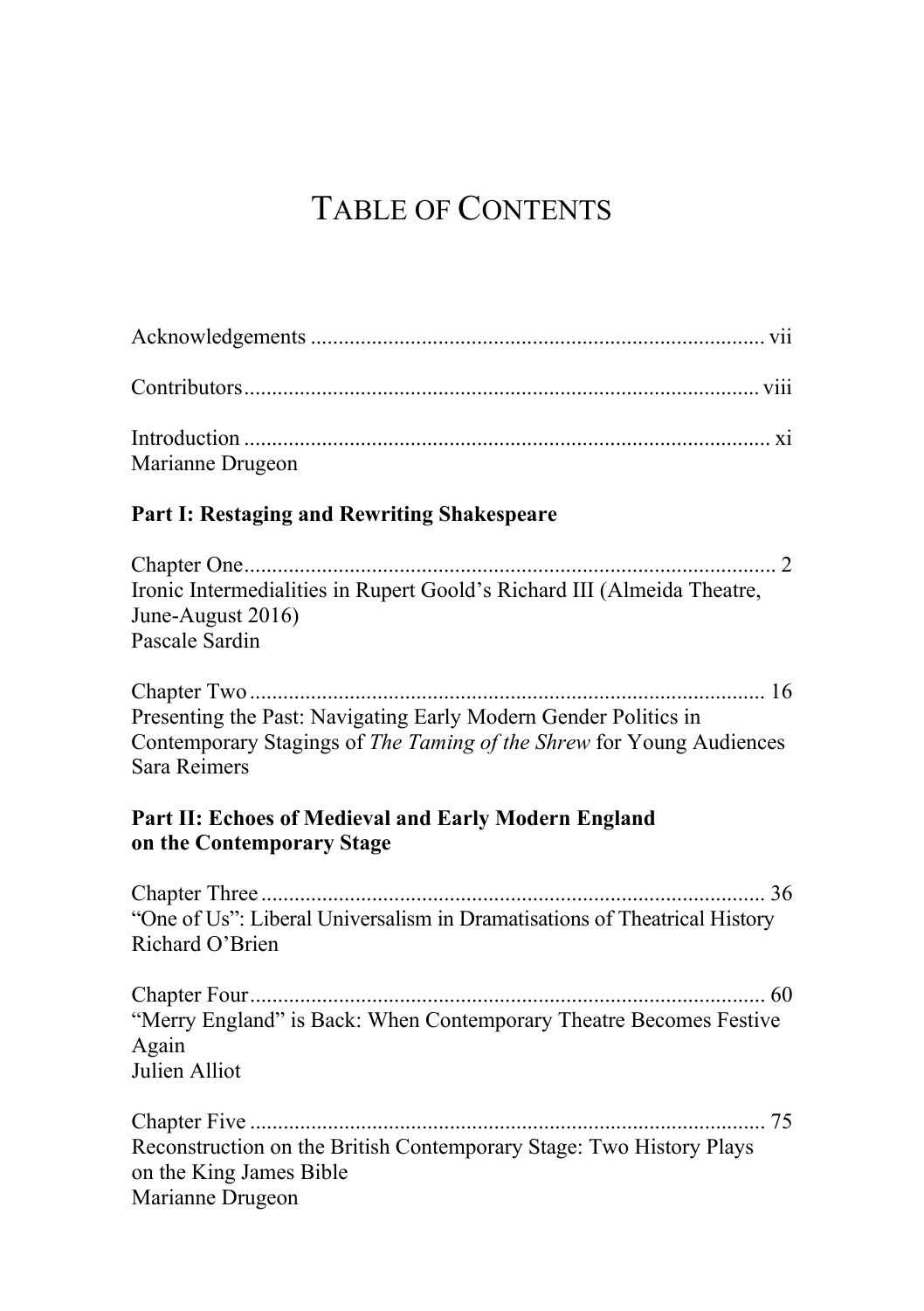# TABLE OF CONTENTS

Acknowledgements ................................................................................. vii

Contributors............................................................................................ viii

Introduction .............................................................................................. xi
Marianne Drugeon

**Part I: Restaging and Rewriting Shakespeare**

Chapter One................................................................................................ 2
Ironic Intermedialities in Rupert Goold's Richard III (Almeida Theatre, June-August 2016)
Pascale Sardin

Chapter Two ............................................................................................. 16
Presenting the Past: Navigating Early Modern Gender Politics in Contemporary Stagings of *The Taming of the Shrew* for Young Audiences
Sara Reimers

**Part II: Echoes of Medieval and Early Modern England on the Contemporary Stage**

Chapter Three ........................................................................................... 36
"One of Us": Liberal Universalism in Dramatisations of Theatrical History
Richard O'Brien

Chapter Four............................................................................................. 60
"Merry England" is Back: When Contemporary Theatre Becomes Festive Again
Julien Alliot

Chapter Five ............................................................................................. 75
Reconstruction on the British Contemporary Stage: Two History Plays on the King James Bible
Marianne Drugeon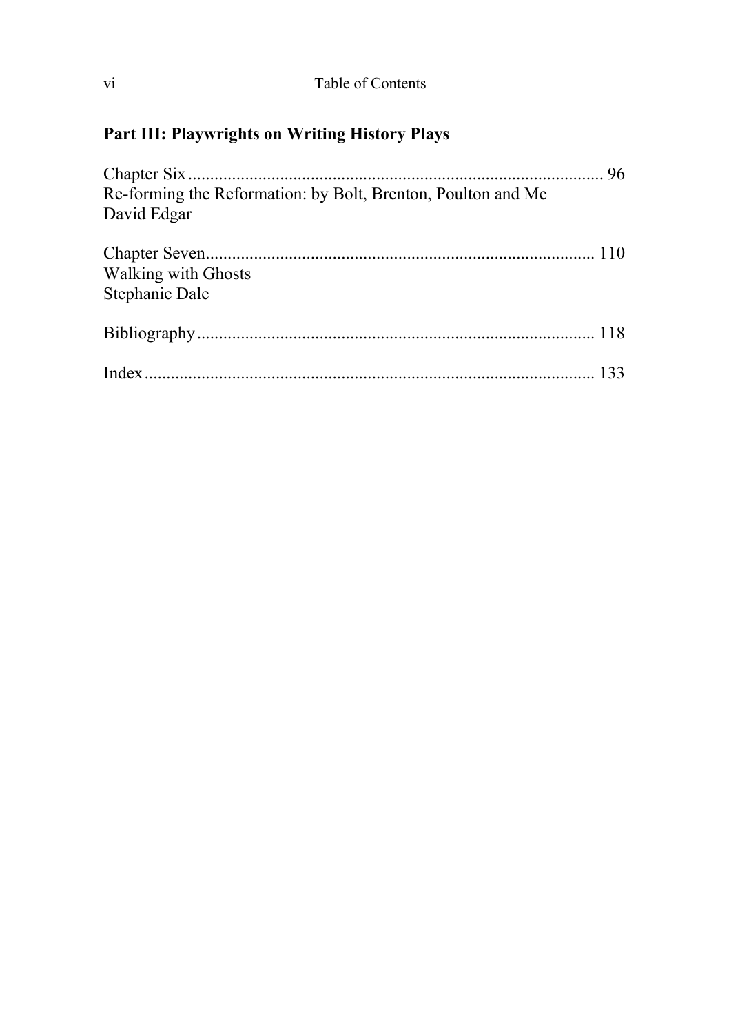## Part III: Playwrights on Writing History Plays

Chapter Six ........................................................................................... 96
Re-forming the Reformation: by Bolt, Brenton, Poulton and Me
David Edgar

Chapter Seven......................................................................................... 110
Walking with Ghosts
Stephanie Dale

Bibliography .......................................................................................... 118

Index ...................................................................................................... 133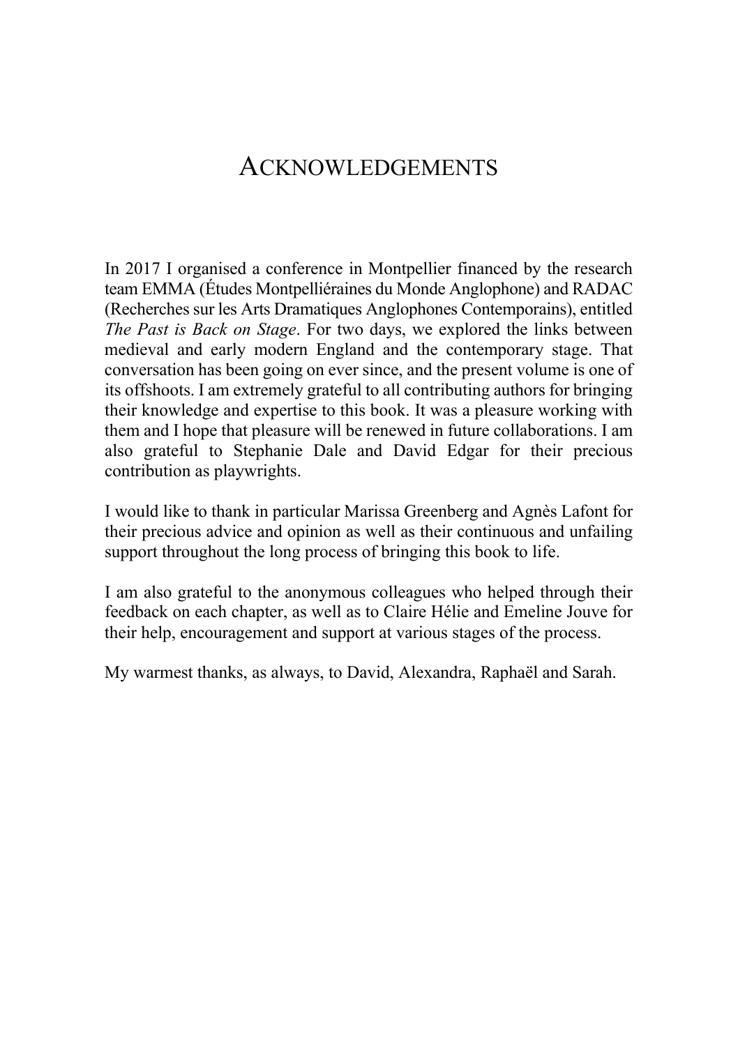# ACKNOWLEDGEMENTS

In 2017 I organised a conference in Montpellier financed by the research team EMMA (Études Montpelliéraines du Monde Anglophone) and RADAC (Recherches sur les Arts Dramatiques Anglophones Contemporains), entitled *The Past is Back on Stage*. For two days, we explored the links between medieval and early modern England and the contemporary stage. That conversation has been going on ever since, and the present volume is one of its offshoots. I am extremely grateful to all contributing authors for bringing their knowledge and expertise to this book. It was a pleasure working with them and I hope that pleasure will be renewed in future collaborations. I am also grateful to Stephanie Dale and David Edgar for their precious contribution as playwrights.

I would like to thank in particular Marissa Greenberg and Agnès Lafont for their precious advice and opinion as well as their continuous and unfailing support throughout the long process of bringing this book to life.

I am also grateful to the anonymous colleagues who helped through their feedback on each chapter, as well as to Claire Hélie and Emeline Jouve for their help, encouragement and support at various stages of the process.

My warmest thanks, as always, to David, Alexandra, Raphaël and Sarah.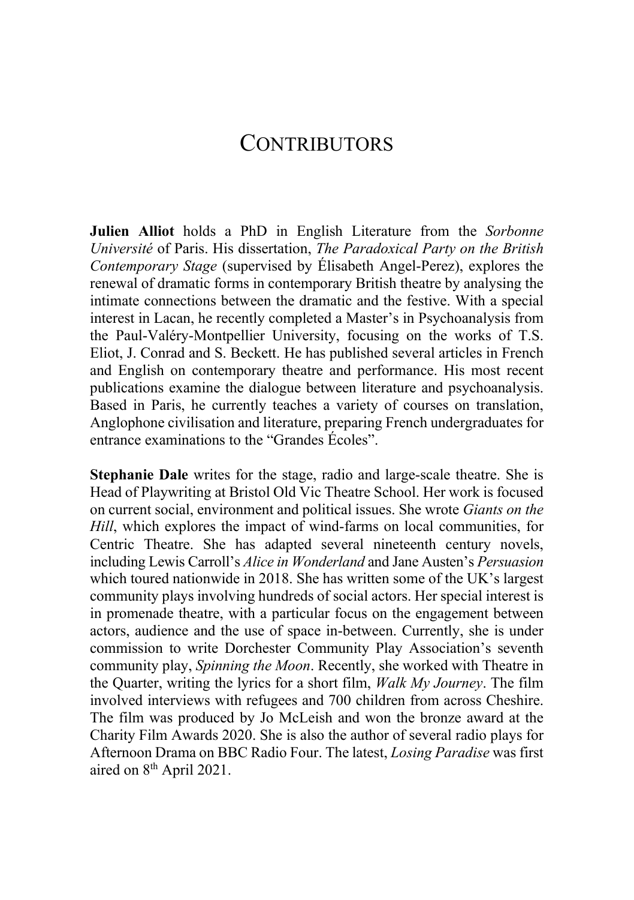# CONTRIBUTORS

**Julien Alliot** holds a PhD in English Literature from the *Sorbonne Université* of Paris. His dissertation, *The Paradoxical Party on the British Contemporary Stage* (supervised by Élisabeth Angel-Perez), explores the renewal of dramatic forms in contemporary British theatre by analysing the intimate connections between the dramatic and the festive. With a special interest in Lacan, he recently completed a Master's in Psychoanalysis from the Paul-Valéry-Montpellier University, focusing on the works of T.S. Eliot, J. Conrad and S. Beckett. He has published several articles in French and English on contemporary theatre and performance. His most recent publications examine the dialogue between literature and psychoanalysis. Based in Paris, he currently teaches a variety of courses on translation, Anglophone civilisation and literature, preparing French undergraduates for entrance examinations to the "Grandes Écoles".

**Stephanie Dale** writes for the stage, radio and large-scale theatre. She is Head of Playwriting at Bristol Old Vic Theatre School. Her work is focused on current social, environment and political issues. She wrote *Giants on the Hill*, which explores the impact of wind-farms on local communities, for Centric Theatre. She has adapted several nineteenth century novels, including Lewis Carroll's *Alice in Wonderland* and Jane Austen's *Persuasion* which toured nationwide in 2018. She has written some of the UK's largest community plays involving hundreds of social actors. Her special interest is in promenade theatre, with a particular focus on the engagement between actors, audience and the use of space in-between. Currently, she is under commission to write Dorchester Community Play Association's seventh community play, *Spinning the Moon*. Recently, she worked with Theatre in the Quarter, writing the lyrics for a short film, *Walk My Journey*. The film involved interviews with refugees and 700 children from across Cheshire. The film was produced by Jo McLeish and won the bronze award at the Charity Film Awards 2020. She is also the author of several radio plays for Afternoon Drama on BBC Radio Four. The latest, *Losing Paradise* was first aired on 8th April 2021.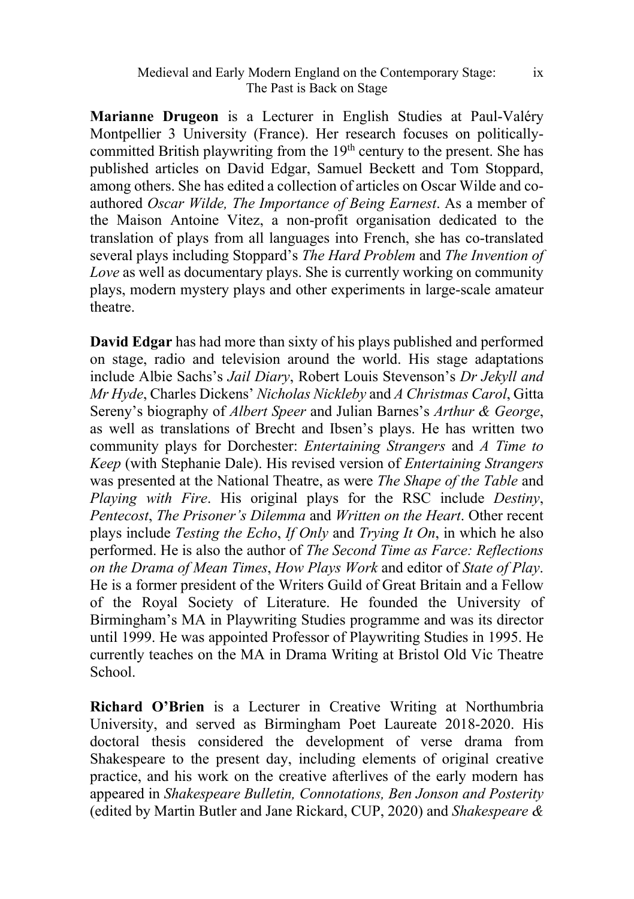**Marianne Drugeon** is a Lecturer in English Studies at Paul-Valéry Montpellier 3 University (France). Her research focuses on politically-committed British playwriting from the 19th century to the present. She has published articles on David Edgar, Samuel Beckett and Tom Stoppard, among others. She has edited a collection of articles on Oscar Wilde and co-authored *Oscar Wilde, The Importance of Being Earnest*. As a member of the Maison Antoine Vitez, a non-profit organisation dedicated to the translation of plays from all languages into French, she has co-translated several plays including Stoppard's *The Hard Problem* and *The Invention of Love* as well as documentary plays. She is currently working on community plays, modern mystery plays and other experiments in large-scale amateur theatre.

**David Edgar** has had more than sixty of his plays published and performed on stage, radio and television around the world. His stage adaptations include Albie Sachs's *Jail Diary*, Robert Louis Stevenson's *Dr Jekyll and Mr Hyde*, Charles Dickens' *Nicholas Nickleby* and *A Christmas Carol*, Gitta Sereny's biography of *Albert Speer* and Julian Barnes's *Arthur & George*, as well as translations of Brecht and Ibsen's plays. He has written two community plays for Dorchester: *Entertaining Strangers* and *A Time to Keep* (with Stephanie Dale). His revised version of *Entertaining Strangers* was presented at the National Theatre, as were *The Shape of the Table* and *Playing with Fire*. His original plays for the RSC include *Destiny*, *Pentecost*, *The Prisoner's Dilemma* and *Written on the Heart*. Other recent plays include *Testing the Echo*, *If Only* and *Trying It On*, in which he also performed. He is also the author of *The Second Time as Farce: Reflections on the Drama of Mean Times*, *How Plays Work* and editor of *State of Play*. He is a former president of the Writers Guild of Great Britain and a Fellow of the Royal Society of Literature. He founded the University of Birmingham's MA in Playwriting Studies programme and was its director until 1999. He was appointed Professor of Playwriting Studies in 1995. He currently teaches on the MA in Drama Writing at Bristol Old Vic Theatre School.

**Richard O'Brien** is a Lecturer in Creative Writing at Northumbria University, and served as Birmingham Poet Laureate 2018-2020. His doctoral thesis considered the development of verse drama from Shakespeare to the present day, including elements of original creative practice, and his work on the creative afterlives of the early modern has appeared in *Shakespeare Bulletin, Connotations, Ben Jonson and Posterity* (edited by Martin Butler and Jane Rickard, CUP, 2020) and *Shakespeare &*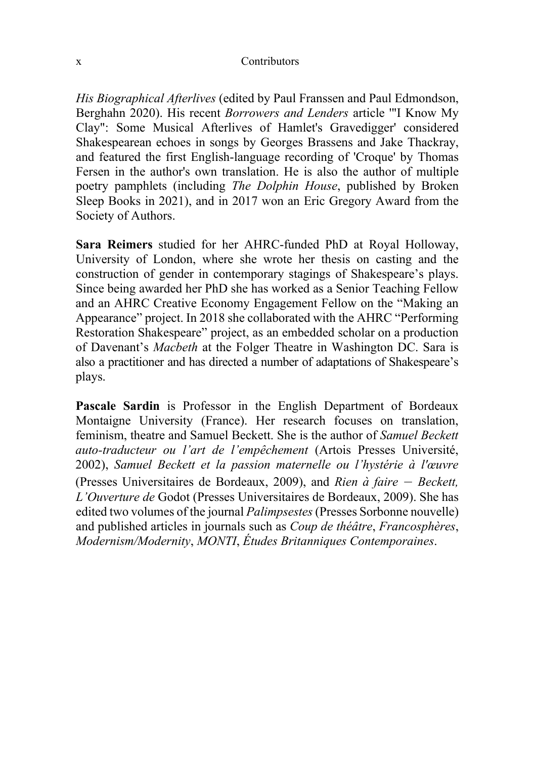*His Biographical Afterlives* (edited by Paul Franssen and Paul Edmondson, Berghahn 2020). His recent *Borrowers and Lenders* article '"I Know My Clay": Some Musical Afterlives of Hamlet's Gravedigger' considered Shakespearean echoes in songs by Georges Brassens and Jake Thackray, and featured the first English-language recording of 'Croque' by Thomas Fersen in the author's own translation. He is also the author of multiple poetry pamphlets (including *The Dolphin House*, published by Broken Sleep Books in 2021), and in 2017 won an Eric Gregory Award from the Society of Authors.

**Sara Reimers** studied for her AHRC-funded PhD at Royal Holloway, University of London, where she wrote her thesis on casting and the construction of gender in contemporary stagings of Shakespeare's plays. Since being awarded her PhD she has worked as a Senior Teaching Fellow and an AHRC Creative Economy Engagement Fellow on the "Making an Appearance" project. In 2018 she collaborated with the AHRC "Performing Restoration Shakespeare" project, as an embedded scholar on a production of Davenant's *Macbeth* at the Folger Theatre in Washington DC. Sara is also a practitioner and has directed a number of adaptations of Shakespeare's plays.

**Pascale Sardin** is Professor in the English Department of Bordeaux Montaigne University (France). Her research focuses on translation, feminism, theatre and Samuel Beckett. She is the author of *Samuel Beckett auto-traducteur ou l'art de l'empêchement* (Artois Presses Université, 2002), *Samuel Beckett et la passion maternelle ou l'hystérie à l'œuvre* (Presses Universitaires de Bordeaux, 2009), and *Rien à faire − Beckett, L'Ouverture de* Godot (Presses Universitaires de Bordeaux, 2009). She has edited two volumes of the journal *Palimpsestes* (Presses Sorbonne nouvelle) and published articles in journals such as *Coup de théâtre*, *Francosphères*, *Modernism/Modernity*, *MONTI*, *Études Britanniques Contemporaines*.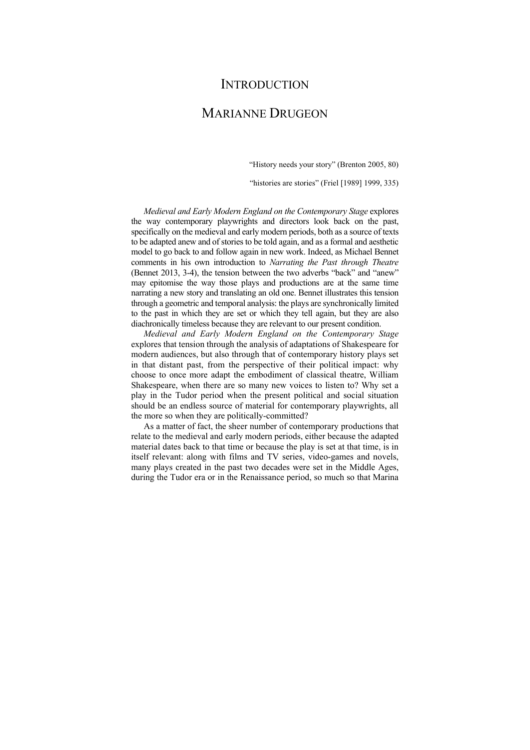# Introduction

## Marianne Drugeon

"History needs your story" (Brenton 2005, 80)

"histories are stories" (Friel [1989] 1999, 335)

*Medieval and Early Modern England on the Contemporary Stage* explores the way contemporary playwrights and directors look back on the past, specifically on the medieval and early modern periods, both as a source of texts to be adapted anew and of stories to be told again, and as a formal and aesthetic model to go back to and follow again in new work. Indeed, as Michael Bennet comments in his own introduction to *Narrating the Past through Theatre* (Bennet 2013, 3-4), the tension between the two adverbs "back" and "anew" may epitomise the way those plays and productions are at the same time narrating a new story and translating an old one. Bennet illustrates this tension through a geometric and temporal analysis: the plays are synchronically limited to the past in which they are set or which they tell again, but they are also diachronically timeless because they are relevant to our present condition.

*Medieval and Early Modern England on the Contemporary Stage* explores that tension through the analysis of adaptations of Shakespeare for modern audiences, but also through that of contemporary history plays set in that distant past, from the perspective of their political impact: why choose to once more adapt the embodiment of classical theatre, William Shakespeare, when there are so many new voices to listen to? Why set a play in the Tudor period when the present political and social situation should be an endless source of material for contemporary playwrights, all the more so when they are politically-committed?

As a matter of fact, the sheer number of contemporary productions that relate to the medieval and early modern periods, either because the adapted material dates back to that time or because the play is set at that time, is in itself relevant: along with films and TV series, video-games and novels, many plays created in the past two decades were set in the Middle Ages, during the Tudor era or in the Renaissance period, so much so that Marina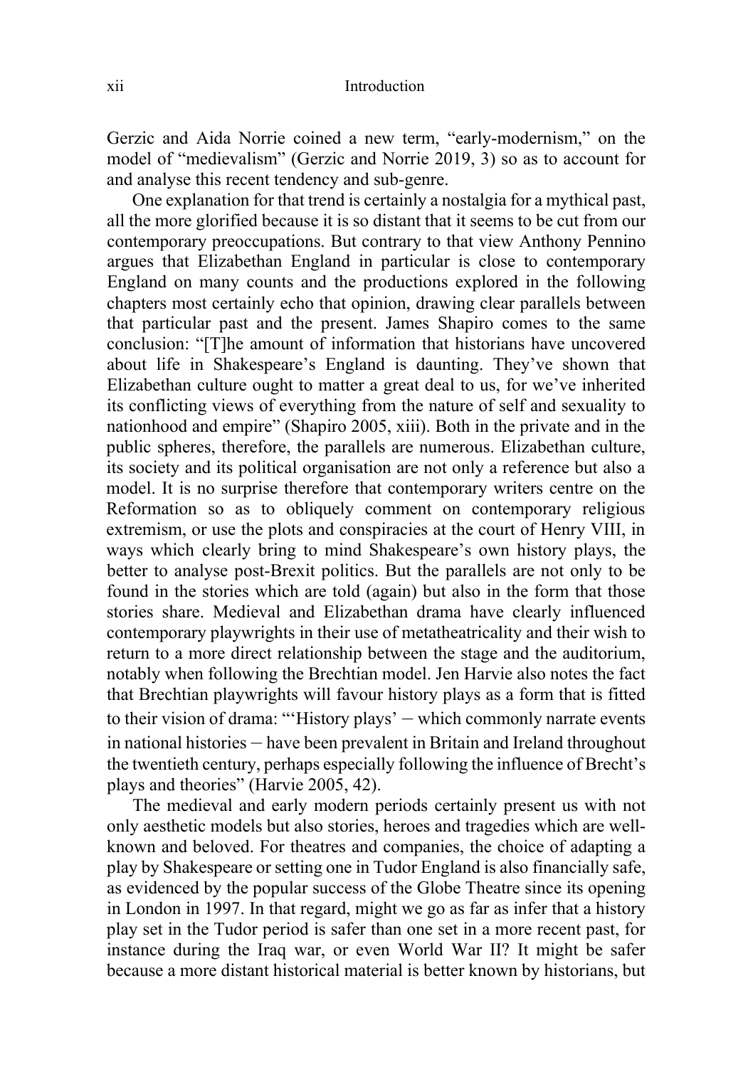Gerzic and Aida Norrie coined a new term, "early-modernism," on the model of "medievalism" (Gerzic and Norrie 2019, 3) so as to account for and analyse this recent tendency and sub-genre.

One explanation for that trend is certainly a nostalgia for a mythical past, all the more glorified because it is so distant that it seems to be cut from our contemporary preoccupations. But contrary to that view Anthony Pennino argues that Elizabethan England in particular is close to contemporary England on many counts and the productions explored in the following chapters most certainly echo that opinion, drawing clear parallels between that particular past and the present. James Shapiro comes to the same conclusion: "[T]he amount of information that historians have uncovered about life in Shakespeare's England is daunting. They've shown that Elizabethan culture ought to matter a great deal to us, for we've inherited its conflicting views of everything from the nature of self and sexuality to nationhood and empire" (Shapiro 2005, xiii). Both in the private and in the public spheres, therefore, the parallels are numerous. Elizabethan culture, its society and its political organisation are not only a reference but also a model. It is no surprise therefore that contemporary writers centre on the Reformation so as to obliquely comment on contemporary religious extremism, or use the plots and conspiracies at the court of Henry VIII, in ways which clearly bring to mind Shakespeare's own history plays, the better to analyse post-Brexit politics. But the parallels are not only to be found in the stories which are told (again) but also in the form that those stories share. Medieval and Elizabethan drama have clearly influenced contemporary playwrights in their use of metatheatricality and their wish to return to a more direct relationship between the stage and the auditorium, notably when following the Brechtian model. Jen Harvie also notes the fact that Brechtian playwrights will favour history plays as a form that is fitted to their vision of drama: "'History plays' – which commonly narrate events in national histories – have been prevalent in Britain and Ireland throughout the twentieth century, perhaps especially following the influence of Brecht's plays and theories" (Harvie 2005, 42).

The medieval and early modern periods certainly present us with not only aesthetic models but also stories, heroes and tragedies which are well-known and beloved. For theatres and companies, the choice of adapting a play by Shakespeare or setting one in Tudor England is also financially safe, as evidenced by the popular success of the Globe Theatre since its opening in London in 1997. In that regard, might we go as far as infer that a history play set in the Tudor period is safer than one set in a more recent past, for instance during the Iraq war, or even World War II? It might be safer because a more distant historical material is better known by historians, but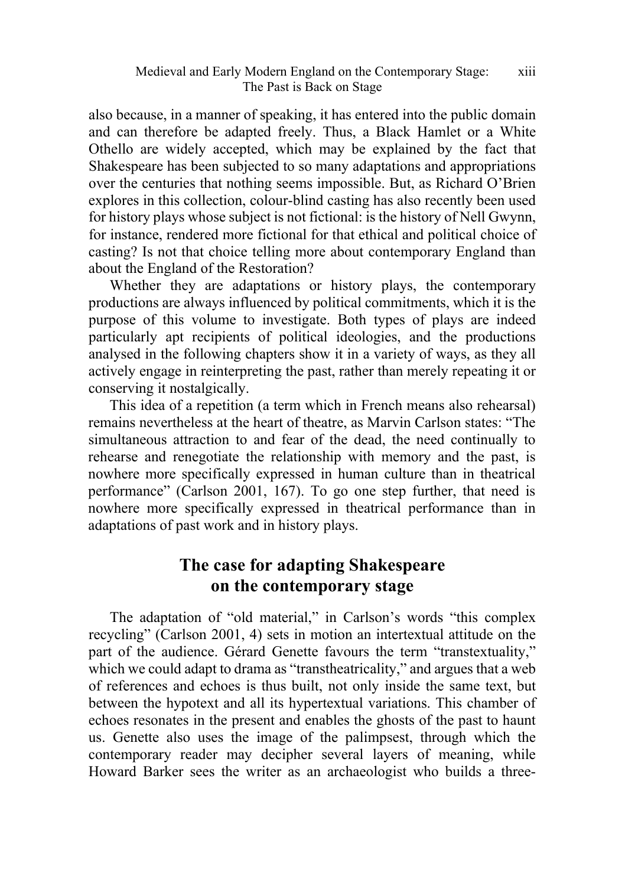also because, in a manner of speaking, it has entered into the public domain and can therefore be adapted freely. Thus, a Black Hamlet or a White Othello are widely accepted, which may be explained by the fact that Shakespeare has been subjected to so many adaptations and appropriations over the centuries that nothing seems impossible. But, as Richard O'Brien explores in this collection, colour-blind casting has also recently been used for history plays whose subject is not fictional: is the history of Nell Gwynn, for instance, rendered more fictional for that ethical and political choice of casting? Is not that choice telling more about contemporary England than about the England of the Restoration?

Whether they are adaptations or history plays, the contemporary productions are always influenced by political commitments, which it is the purpose of this volume to investigate. Both types of plays are indeed particularly apt recipients of political ideologies, and the productions analysed in the following chapters show it in a variety of ways, as they all actively engage in reinterpreting the past, rather than merely repeating it or conserving it nostalgically.

This idea of a repetition (a term which in French means also rehearsal) remains nevertheless at the heart of theatre, as Marvin Carlson states: "The simultaneous attraction to and fear of the dead, the need continually to rehearse and renegotiate the relationship with memory and the past, is nowhere more specifically expressed in human culture than in theatrical performance" (Carlson 2001, 167). To go one step further, that need is nowhere more specifically expressed in theatrical performance than in adaptations of past work and in history plays.

## The case for adapting Shakespeare on the contemporary stage

The adaptation of "old material," in Carlson's words "this complex recycling" (Carlson 2001, 4) sets in motion an intertextual attitude on the part of the audience. Gérard Genette favours the term "transtextuality," which we could adapt to drama as "transtheatricality," and argues that a web of references and echoes is thus built, not only inside the same text, but between the hypotext and all its hypertextual variations. This chamber of echoes resonates in the present and enables the ghosts of the past to haunt us. Genette also uses the image of the palimpsest, through which the contemporary reader may decipher several layers of meaning, while Howard Barker sees the writer as an archaeologist who builds a three-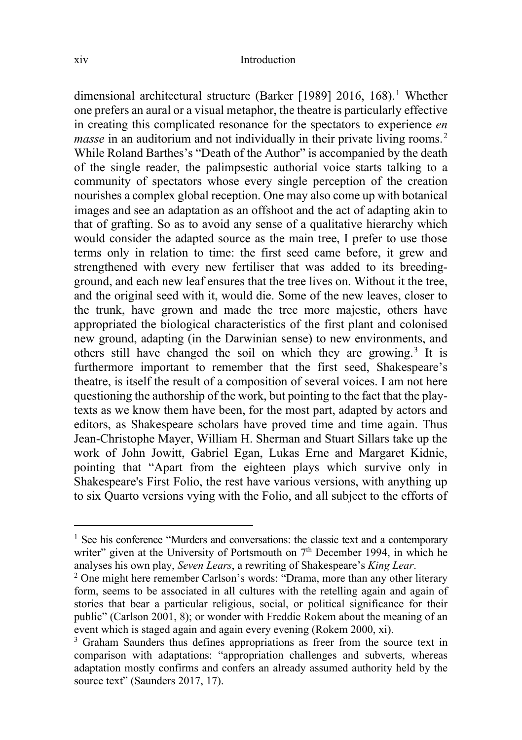dimensional architectural structure (Barker [1989] 2016, 168).[1] Whether one prefers an aural or a visual metaphor, the theatre is particularly effective in creating this complicated resonance for the spectators to experience *en masse* in an auditorium and not individually in their private living rooms.[2] While Roland Barthes's "Death of the Author" is accompanied by the death of the single reader, the palimpsestic authorial voice starts talking to a community of spectators whose every single perception of the creation nourishes a complex global reception. One may also come up with botanical images and see an adaptation as an offshoot and the act of adapting akin to that of grafting. So as to avoid any sense of a qualitative hierarchy which would consider the adapted source as the main tree, I prefer to use those terms only in relation to time: the first seed came before, it grew and strengthened with every new fertiliser that was added to its breeding-ground, and each new leaf ensures that the tree lives on. Without it the tree, and the original seed with it, would die. Some of the new leaves, closer to the trunk, have grown and made the tree more majestic, others have appropriated the biological characteristics of the first plant and colonised new ground, adapting (in the Darwinian sense) to new environments, and others still have changed the soil on which they are growing.[3] It is furthermore important to remember that the first seed, Shakespeare's theatre, is itself the result of a composition of several voices. I am not here questioning the authorship of the work, but pointing to the fact that the play-texts as we know them have been, for the most part, adapted by actors and editors, as Shakespeare scholars have proved time and time again. Thus Jean-Christophe Mayer, William H. Sherman and Stuart Sillars take up the work of John Jowitt, Gabriel Egan, Lukas Erne and Margaret Kidnie, pointing that "Apart from the eighteen plays which survive only in Shakespeare's First Folio, the rest have various versions, with anything up to six Quarto versions vying with the Folio, and all subject to the efforts of

---

[1] See his conference "Murders and conversations: the classic text and a contemporary writer" given at the University of Portsmouth on 7th December 1994, in which he analyses his own play, *Seven Lears*, a rewriting of Shakespeare's *King Lear*.

[2] One might here remember Carlson's words: "Drama, more than any other literary form, seems to be associated in all cultures with the retelling again and again of stories that bear a particular religious, social, or political significance for their public" (Carlson 2001, 8); or wonder with Freddie Rokem about the meaning of an event which is staged again and again every evening (Rokem 2000, xi).

[3] Graham Saunders thus defines appropriations as freer from the source text in comparison with adaptations: "appropriation challenges and subverts, whereas adaptation mostly confirms and confers an already assumed authority held by the source text" (Saunders 2017, 17).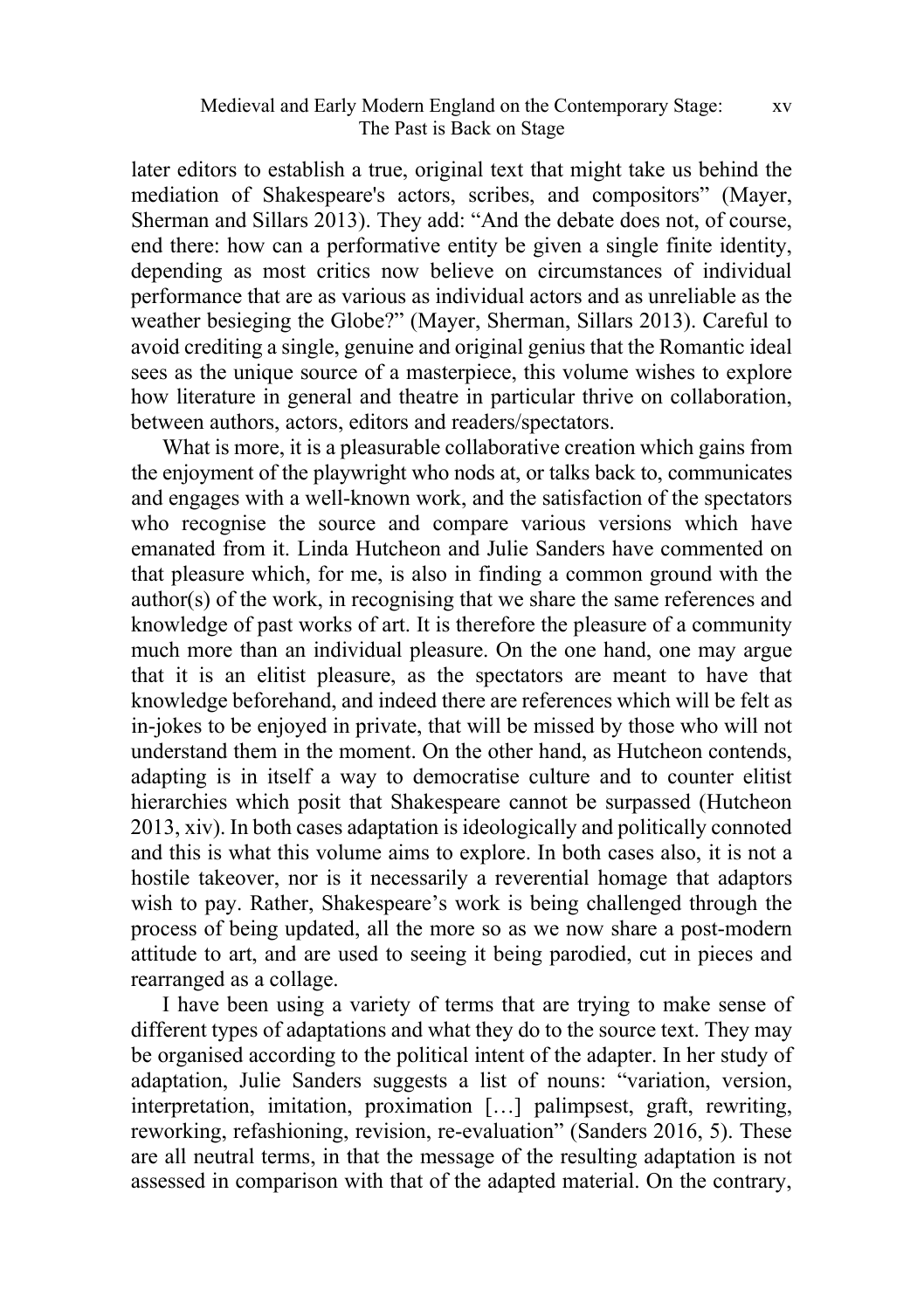later editors to establish a true, original text that might take us behind the mediation of Shakespeare's actors, scribes, and compositors" (Mayer, Sherman and Sillars 2013). They add: "And the debate does not, of course, end there: how can a performative entity be given a single finite identity, depending as most critics now believe on circumstances of individual performance that are as various as individual actors and as unreliable as the weather besieging the Globe?" (Mayer, Sherman, Sillars 2013). Careful to avoid crediting a single, genuine and original genius that the Romantic ideal sees as the unique source of a masterpiece, this volume wishes to explore how literature in general and theatre in particular thrive on collaboration, between authors, actors, editors and readers/spectators.

What is more, it is a pleasurable collaborative creation which gains from the enjoyment of the playwright who nods at, or talks back to, communicates and engages with a well-known work, and the satisfaction of the spectators who recognise the source and compare various versions which have emanated from it. Linda Hutcheon and Julie Sanders have commented on that pleasure which, for me, is also in finding a common ground with the author(s) of the work, in recognising that we share the same references and knowledge of past works of art. It is therefore the pleasure of a community much more than an individual pleasure. On the one hand, one may argue that it is an elitist pleasure, as the spectators are meant to have that knowledge beforehand, and indeed there are references which will be felt as in-jokes to be enjoyed in private, that will be missed by those who will not understand them in the moment. On the other hand, as Hutcheon contends, adapting is in itself a way to democratise culture and to counter elitist hierarchies which posit that Shakespeare cannot be surpassed (Hutcheon 2013, xiv). In both cases adaptation is ideologically and politically connoted and this is what this volume aims to explore. In both cases also, it is not a hostile takeover, nor is it necessarily a reverential homage that adaptors wish to pay. Rather, Shakespeare's work is being challenged through the process of being updated, all the more so as we now share a post-modern attitude to art, and are used to seeing it being parodied, cut in pieces and rearranged as a collage.

I have been using a variety of terms that are trying to make sense of different types of adaptations and what they do to the source text. They may be organised according to the political intent of the adapter. In her study of adaptation, Julie Sanders suggests a list of nouns: "variation, version, interpretation, imitation, proximation […] palimpsest, graft, rewriting, reworking, refashioning, revision, re-evaluation" (Sanders 2016, 5). These are all neutral terms, in that the message of the resulting adaptation is not assessed in comparison with that of the adapted material. On the contrary,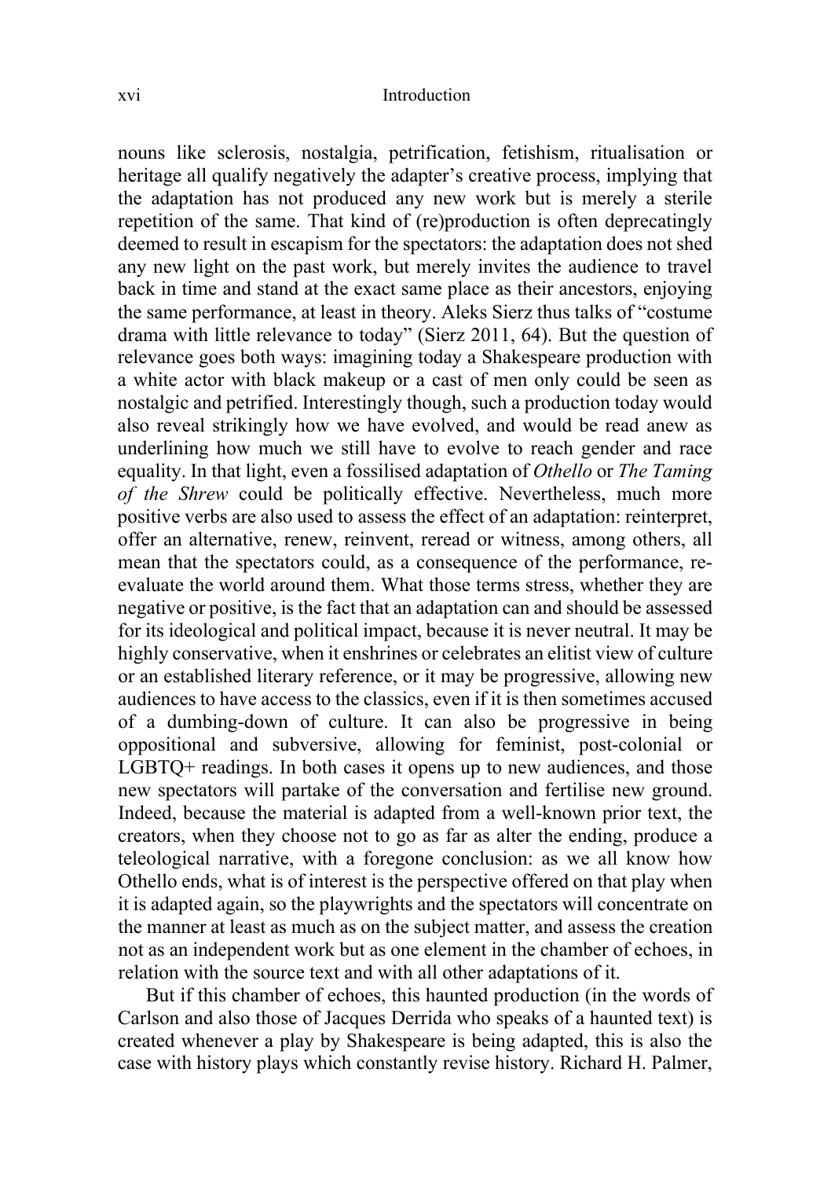nouns like sclerosis, nostalgia, petrification, fetishism, ritualisation or heritage all qualify negatively the adapter's creative process, implying that the adaptation has not produced any new work but is merely a sterile repetition of the same. That kind of (re)production is often deprecatingly deemed to result in escapism for the spectators: the adaptation does not shed any new light on the past work, but merely invites the audience to travel back in time and stand at the exact same place as their ancestors, enjoying the same performance, at least in theory. Aleks Sierz thus talks of "costume drama with little relevance to today" (Sierz 2011, 64). But the question of relevance goes both ways: imagining today a Shakespeare production with a white actor with black makeup or a cast of men only could be seen as nostalgic and petrified. Interestingly though, such a production today would also reveal strikingly how we have evolved, and would be read anew as underlining how much we still have to evolve to reach gender and race equality. In that light, even a fossilised adaptation of *Othello* or *The Taming of the Shrew* could be politically effective. Nevertheless, much more positive verbs are also used to assess the effect of an adaptation: reinterpret, offer an alternative, renew, reinvent, reread or witness, among others, all mean that the spectators could, as a consequence of the performance, re-evaluate the world around them. What those terms stress, whether they are negative or positive, is the fact that an adaptation can and should be assessed for its ideological and political impact, because it is never neutral. It may be highly conservative, when it enshrines or celebrates an elitist view of culture or an established literary reference, or it may be progressive, allowing new audiences to have access to the classics, even if it is then sometimes accused of a dumbing-down of culture. It can also be progressive in being oppositional and subversive, allowing for feminist, post-colonial or LGBTQ+ readings. In both cases it opens up to new audiences, and those new spectators will partake of the conversation and fertilise new ground. Indeed, because the material is adapted from a well-known prior text, the creators, when they choose not to go as far as alter the ending, produce a teleological narrative, with a foregone conclusion: as we all know how Othello ends, what is of interest is the perspective offered on that play when it is adapted again, so the playwrights and the spectators will concentrate on the manner at least as much as on the subject matter, and assess the creation not as an independent work but as one element in the chamber of echoes, in relation with the source text and with all other adaptations of it.

But if this chamber of echoes, this haunted production (in the words of Carlson and also those of Jacques Derrida who speaks of a haunted text) is created whenever a play by Shakespeare is being adapted, this is also the case with history plays which constantly revise history. Richard H. Palmer,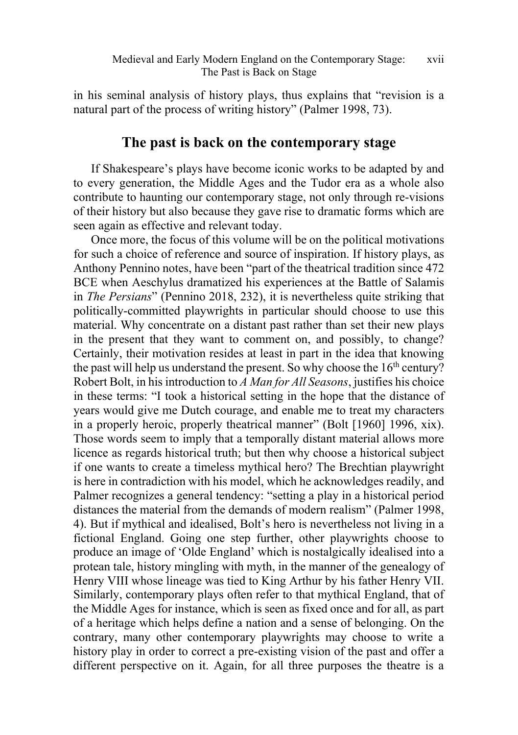in his seminal analysis of history plays, thus explains that "revision is a natural part of the process of writing history" (Palmer 1998, 73).

## The past is back on the contemporary stage

If Shakespeare's plays have become iconic works to be adapted by and to every generation, the Middle Ages and the Tudor era as a whole also contribute to haunting our contemporary stage, not only through re-visions of their history but also because they gave rise to dramatic forms which are seen again as effective and relevant today.

Once more, the focus of this volume will be on the political motivations for such a choice of reference and source of inspiration. If history plays, as Anthony Pennino notes, have been "part of the theatrical tradition since 472 BCE when Aeschylus dramatized his experiences at the Battle of Salamis in *The Persians*" (Pennino 2018, 232), it is nevertheless quite striking that politically-committed playwrights in particular should choose to use this material. Why concentrate on a distant past rather than set their new plays in the present that they want to comment on, and possibly, to change? Certainly, their motivation resides at least in part in the idea that knowing the past will help us understand the present. So why choose the 16th century? Robert Bolt, in his introduction to *A Man for All Seasons*, justifies his choice in these terms: "I took a historical setting in the hope that the distance of years would give me Dutch courage, and enable me to treat my characters in a properly heroic, properly theatrical manner" (Bolt [1960] 1996, xix). Those words seem to imply that a temporally distant material allows more licence as regards historical truth; but then why choose a historical subject if one wants to create a timeless mythical hero? The Brechtian playwright is here in contradiction with his model, which he acknowledges readily, and Palmer recognizes a general tendency: "setting a play in a historical period distances the material from the demands of modern realism" (Palmer 1998, 4). But if mythical and idealised, Bolt's hero is nevertheless not living in a fictional England. Going one step further, other playwrights choose to produce an image of 'Olde England' which is nostalgically idealised into a protean tale, history mingling with myth, in the manner of the genealogy of Henry VIII whose lineage was tied to King Arthur by his father Henry VII. Similarly, contemporary plays often refer to that mythical England, that of the Middle Ages for instance, which is seen as fixed once and for all, as part of a heritage which helps define a nation and a sense of belonging. On the contrary, many other contemporary playwrights may choose to write a history play in order to correct a pre-existing vision of the past and offer a different perspective on it. Again, for all three purposes the theatre is a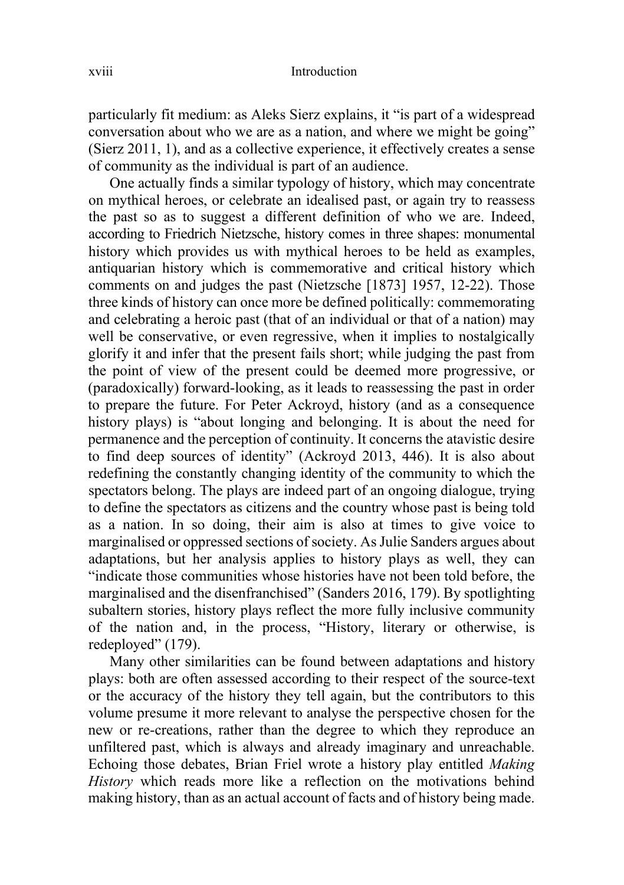particularly fit medium: as Aleks Sierz explains, it "is part of a widespread conversation about who we are as a nation, and where we might be going" (Sierz 2011, 1), and as a collective experience, it effectively creates a sense of community as the individual is part of an audience.

One actually finds a similar typology of history, which may concentrate on mythical heroes, or celebrate an idealised past, or again try to reassess the past so as to suggest a different definition of who we are. Indeed, according to Friedrich Nietzsche, history comes in three shapes: monumental history which provides us with mythical heroes to be held as examples, antiquarian history which is commemorative and critical history which comments on and judges the past (Nietzsche [1873] 1957, 12-22). Those three kinds of history can once more be defined politically: commemorating and celebrating a heroic past (that of an individual or that of a nation) may well be conservative, or even regressive, when it implies to nostalgically glorify it and infer that the present fails short; while judging the past from the point of view of the present could be deemed more progressive, or (paradoxically) forward-looking, as it leads to reassessing the past in order to prepare the future. For Peter Ackroyd, history (and as a consequence history plays) is "about longing and belonging. It is about the need for permanence and the perception of continuity. It concerns the atavistic desire to find deep sources of identity" (Ackroyd 2013, 446). It is also about redefining the constantly changing identity of the community to which the spectators belong. The plays are indeed part of an ongoing dialogue, trying to define the spectators as citizens and the country whose past is being told as a nation. In so doing, their aim is also at times to give voice to marginalised or oppressed sections of society. As Julie Sanders argues about adaptations, but her analysis applies to history plays as well, they can "indicate those communities whose histories have not been told before, the marginalised and the disenfranchised" (Sanders 2016, 179). By spotlighting subaltern stories, history plays reflect the more fully inclusive community of the nation and, in the process, "History, literary or otherwise, is redeployed" (179).

Many other similarities can be found between adaptations and history plays: both are often assessed according to their respect of the source-text or the accuracy of the history they tell again, but the contributors to this volume presume it more relevant to analyse the perspective chosen for the new or re-creations, rather than the degree to which they reproduce an unfiltered past, which is always and already imaginary and unreachable. Echoing those debates, Brian Friel wrote a history play entitled *Making History* which reads more like a reflection on the motivations behind making history, than as an actual account of facts and of history being made.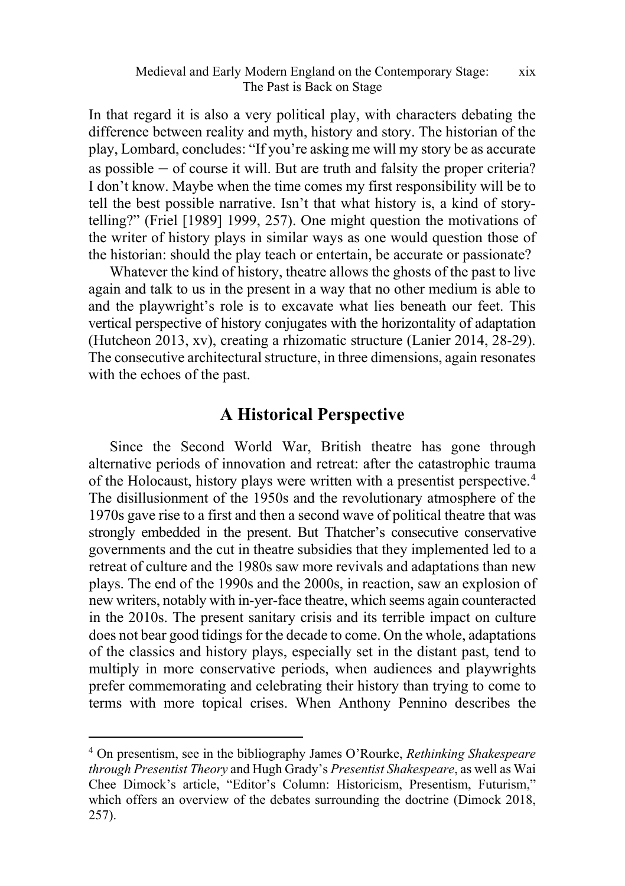In that regard it is also a very political play, with characters debating the difference between reality and myth, history and story. The historian of the play, Lombard, concludes: "If you're asking me will my story be as accurate as possible − of course it will. But are truth and falsity the proper criteria? I don't know. Maybe when the time comes my first responsibility will be to tell the best possible narrative. Isn't that what history is, a kind of story-telling?" (Friel [1989] 1999, 257). One might question the motivations of the writer of history plays in similar ways as one would question those of the historian: should the play teach or entertain, be accurate or passionate?

Whatever the kind of history, theatre allows the ghosts of the past to live again and talk to us in the present in a way that no other medium is able to and the playwright's role is to excavate what lies beneath our feet. This vertical perspective of history conjugates with the horizontality of adaptation (Hutcheon 2013, xv), creating a rhizomatic structure (Lanier 2014, 28-29). The consecutive architectural structure, in three dimensions, again resonates with the echoes of the past.

## A Historical Perspective

Since the Second World War, British theatre has gone through alternative periods of innovation and retreat: after the catastrophic trauma of the Holocaust, history plays were written with a presentist perspective.[4] The disillusionment of the 1950s and the revolutionary atmosphere of the 1970s gave rise to a first and then a second wave of political theatre that was strongly embedded in the present. But Thatcher's consecutive conservative governments and the cut in theatre subsidies that they implemented led to a retreat of culture and the 1980s saw more revivals and adaptations than new plays. The end of the 1990s and the 2000s, in reaction, saw an explosion of new writers, notably with in-yer-face theatre, which seems again counteracted in the 2010s. The present sanitary crisis and its terrible impact on culture does not bear good tidings for the decade to come. On the whole, adaptations of the classics and history plays, especially set in the distant past, tend to multiply in more conservative periods, when audiences and playwrights prefer commemorating and celebrating their history than trying to come to terms with more topical crises. When Anthony Pennino describes the

[4] On presentism, see in the bibliography James O'Rourke, *Rethinking Shakespeare through Presentist Theory* and Hugh Grady's *Presentist Shakespeare*, as well as Wai Chee Dimock's article, "Editor's Column: Historicism, Presentism, Futurism," which offers an overview of the debates surrounding the doctrine (Dimock 2018, 257).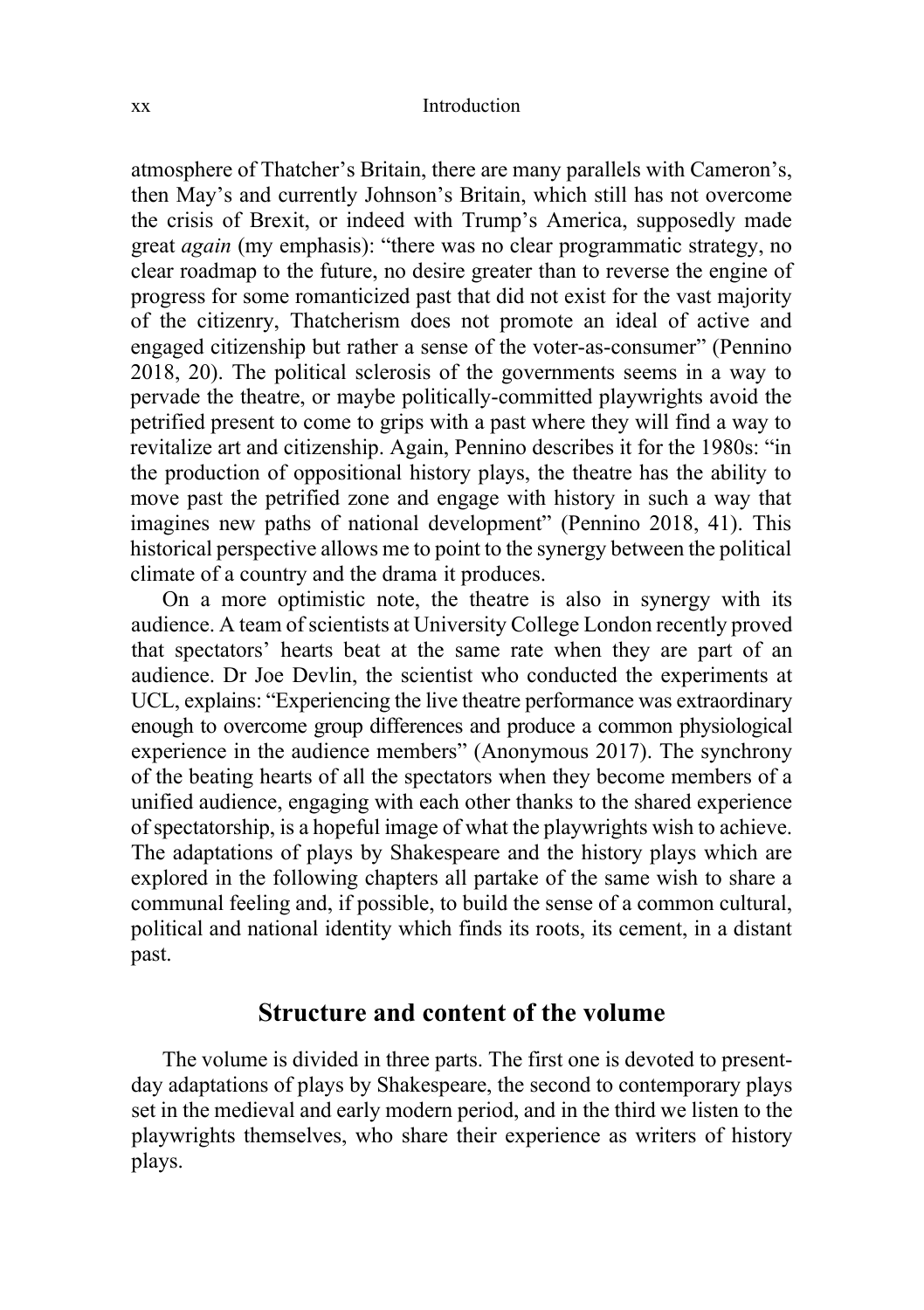atmosphere of Thatcher's Britain, there are many parallels with Cameron's, then May's and currently Johnson's Britain, which still has not overcome the crisis of Brexit, or indeed with Trump's America, supposedly made great *again* (my emphasis): "there was no clear programmatic strategy, no clear roadmap to the future, no desire greater than to reverse the engine of progress for some romanticized past that did not exist for the vast majority of the citizenry, Thatcherism does not promote an ideal of active and engaged citizenship but rather a sense of the voter-as-consumer" (Pennino 2018, 20). The political sclerosis of the governments seems in a way to pervade the theatre, or maybe politically-committed playwrights avoid the petrified present to come to grips with a past where they will find a way to revitalize art and citizenship. Again, Pennino describes it for the 1980s: "in the production of oppositional history plays, the theatre has the ability to move past the petrified zone and engage with history in such a way that imagines new paths of national development" (Pennino 2018, 41). This historical perspective allows me to point to the synergy between the political climate of a country and the drama it produces.

On a more optimistic note, the theatre is also in synergy with its audience. A team of scientists at University College London recently proved that spectators' hearts beat at the same rate when they are part of an audience. Dr Joe Devlin, the scientist who conducted the experiments at UCL, explains: "Experiencing the live theatre performance was extraordinary enough to overcome group differences and produce a common physiological experience in the audience members" (Anonymous 2017). The synchrony of the beating hearts of all the spectators when they become members of a unified audience, engaging with each other thanks to the shared experience of spectatorship, is a hopeful image of what the playwrights wish to achieve. The adaptations of plays by Shakespeare and the history plays which are explored in the following chapters all partake of the same wish to share a communal feeling and, if possible, to build the sense of a common cultural, political and national identity which finds its roots, its cement, in a distant past.

## Structure and content of the volume

The volume is divided in three parts. The first one is devoted to present-day adaptations of plays by Shakespeare, the second to contemporary plays set in the medieval and early modern period, and in the third we listen to the playwrights themselves, who share their experience as writers of history plays.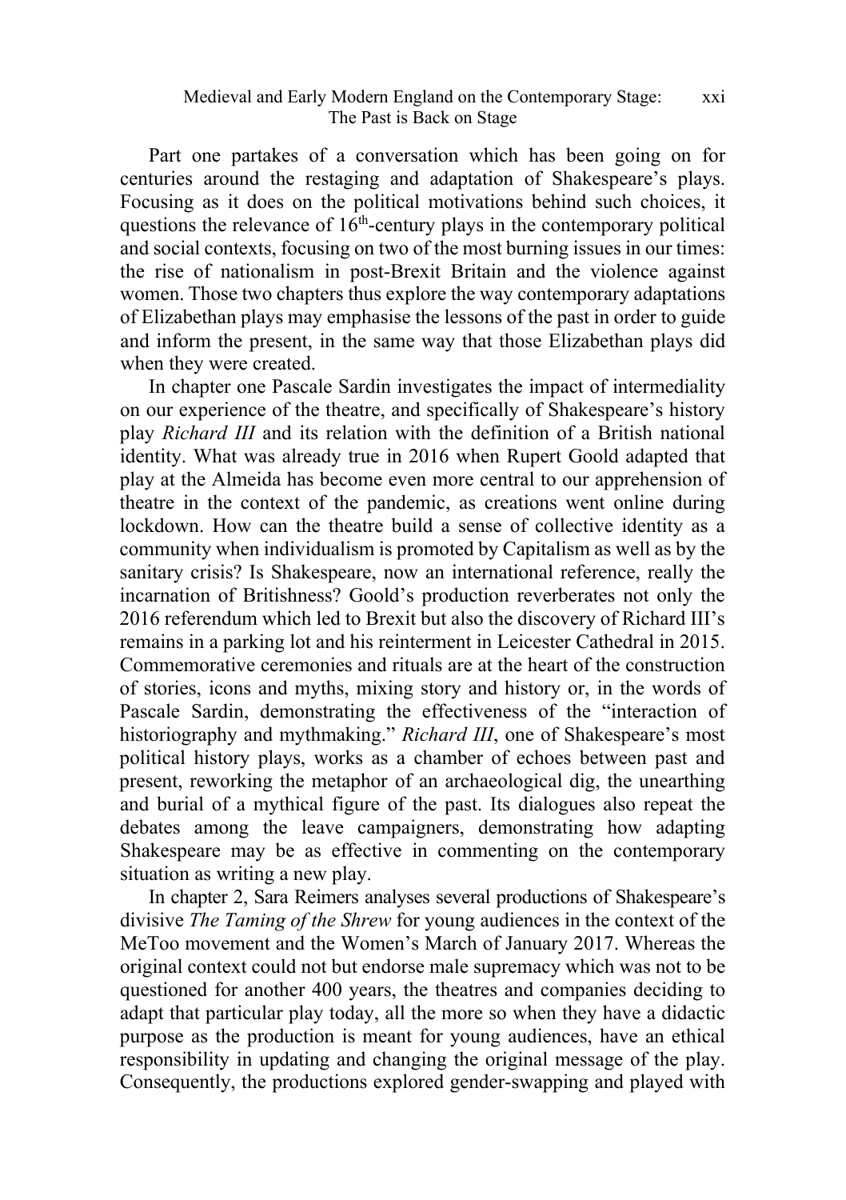Part one partakes of a conversation which has been going on for centuries around the restaging and adaptation of Shakespeare's plays. Focusing as it does on the political motivations behind such choices, it questions the relevance of 16th-century plays in the contemporary political and social contexts, focusing on two of the most burning issues in our times: the rise of nationalism in post-Brexit Britain and the violence against women. Those two chapters thus explore the way contemporary adaptations of Elizabethan plays may emphasise the lessons of the past in order to guide and inform the present, in the same way that those Elizabethan plays did when they were created.

In chapter one Pascale Sardin investigates the impact of intermediality on our experience of the theatre, and specifically of Shakespeare's history play *Richard III* and its relation with the definition of a British national identity. What was already true in 2016 when Rupert Goold adapted that play at the Almeida has become even more central to our apprehension of theatre in the context of the pandemic, as creations went online during lockdown. How can the theatre build a sense of collective identity as a community when individualism is promoted by Capitalism as well as by the sanitary crisis? Is Shakespeare, now an international reference, really the incarnation of Britishness? Goold's production reverberates not only the 2016 referendum which led to Brexit but also the discovery of Richard III's remains in a parking lot and his reinterment in Leicester Cathedral in 2015. Commemorative ceremonies and rituals are at the heart of the construction of stories, icons and myths, mixing story and history or, in the words of Pascale Sardin, demonstrating the effectiveness of the "interaction of historiography and mythmaking." *Richard III*, one of Shakespeare's most political history plays, works as a chamber of echoes between past and present, reworking the metaphor of an archaeological dig, the unearthing and burial of a mythical figure of the past. Its dialogues also repeat the debates among the leave campaigners, demonstrating how adapting Shakespeare may be as effective in commenting on the contemporary situation as writing a new play.

In chapter 2, Sara Reimers analyses several productions of Shakespeare's divisive *The Taming of the Shrew* for young audiences in the context of the MeToo movement and the Women's March of January 2017. Whereas the original context could not but endorse male supremacy which was not to be questioned for another 400 years, the theatres and companies deciding to adapt that particular play today, all the more so when they have a didactic purpose as the production is meant for young audiences, have an ethical responsibility in updating and changing the original message of the play. Consequently, the productions explored gender-swapping and played with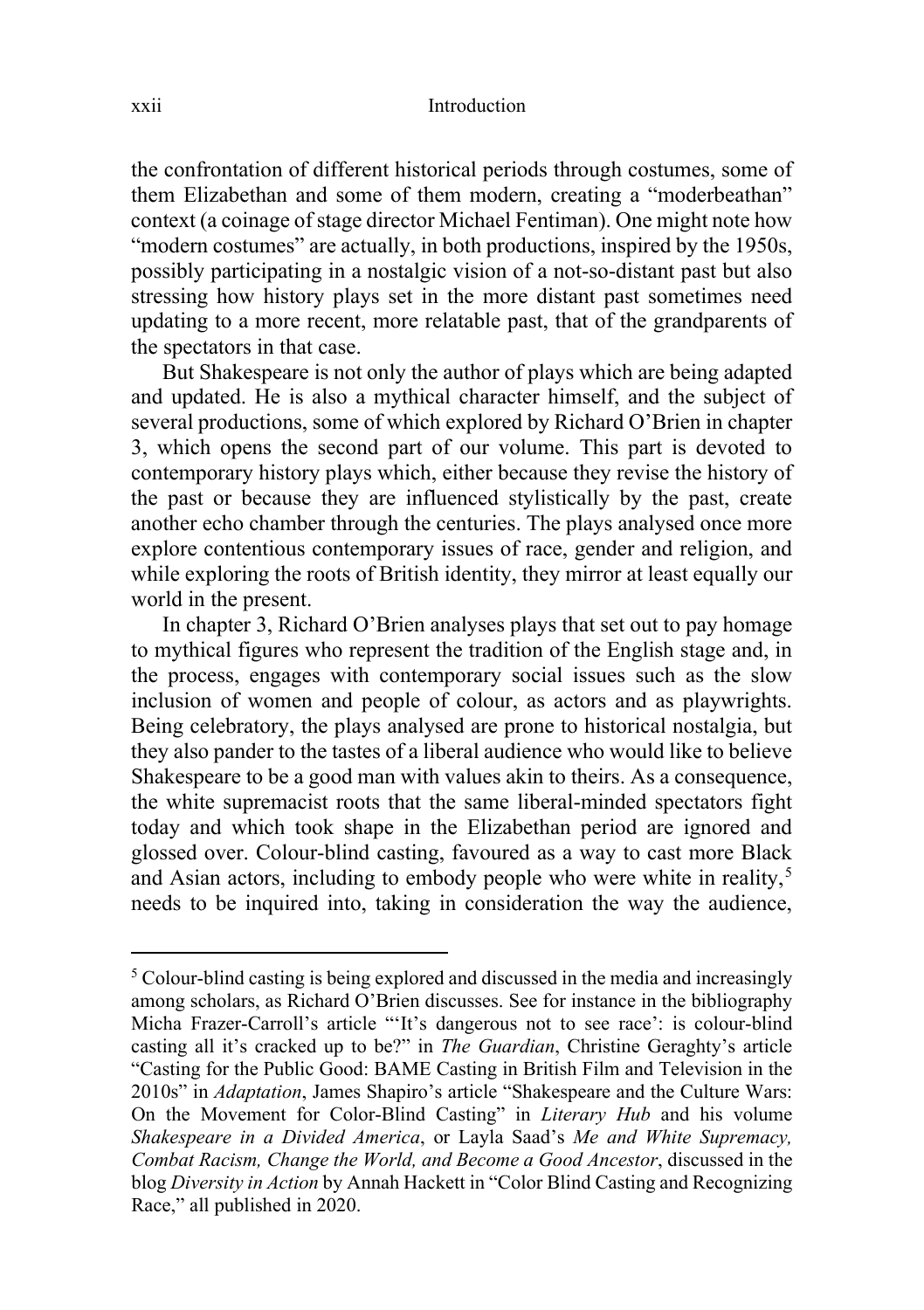the confrontation of different historical periods through costumes, some of them Elizabethan and some of them modern, creating a "moderbeathan" context (a coinage of stage director Michael Fentiman). One might note how "modern costumes" are actually, in both productions, inspired by the 1950s, possibly participating in a nostalgic vision of a not-so-distant past but also stressing how history plays set in the more distant past sometimes need updating to a more recent, more relatable past, that of the grandparents of the spectators in that case.

But Shakespeare is not only the author of plays which are being adapted and updated. He is also a mythical character himself, and the subject of several productions, some of which explored by Richard O'Brien in chapter 3, which opens the second part of our volume. This part is devoted to contemporary history plays which, either because they revise the history of the past or because they are influenced stylistically by the past, create another echo chamber through the centuries. The plays analysed once more explore contentious contemporary issues of race, gender and religion, and while exploring the roots of British identity, they mirror at least equally our world in the present.

In chapter 3, Richard O'Brien analyses plays that set out to pay homage to mythical figures who represent the tradition of the English stage and, in the process, engages with contemporary social issues such as the slow inclusion of women and people of colour, as actors and as playwrights. Being celebratory, the plays analysed are prone to historical nostalgia, but they also pander to the tastes of a liberal audience who would like to believe Shakespeare to be a good man with values akin to theirs. As a consequence, the white supremacist roots that the same liberal-minded spectators fight today and which took shape in the Elizabethan period are ignored and glossed over. Colour-blind casting, favoured as a way to cast more Black and Asian actors, including to embody people who were white in reality,[5] needs to be inquired into, taking in consideration the way the audience,

---

[5] Colour-blind casting is being explored and discussed in the media and increasingly among scholars, as Richard O'Brien discusses. See for instance in the bibliography Micha Frazer-Carroll's article "'It's dangerous not to see race': is colour-blind casting all it's cracked up to be?" in *The Guardian*, Christine Geraghty's article "Casting for the Public Good: BAME Casting in British Film and Television in the 2010s" in *Adaptation*, James Shapiro's article "Shakespeare and the Culture Wars: On the Movement for Color-Blind Casting" in *Literary Hub* and his volume *Shakespeare in a Divided America*, or Layla Saad's *Me and White Supremacy, Combat Racism, Change the World, and Become a Good Ancestor*, discussed in the blog *Diversity in Action* by Annah Hackett in "Color Blind Casting and Recognizing Race," all published in 2020.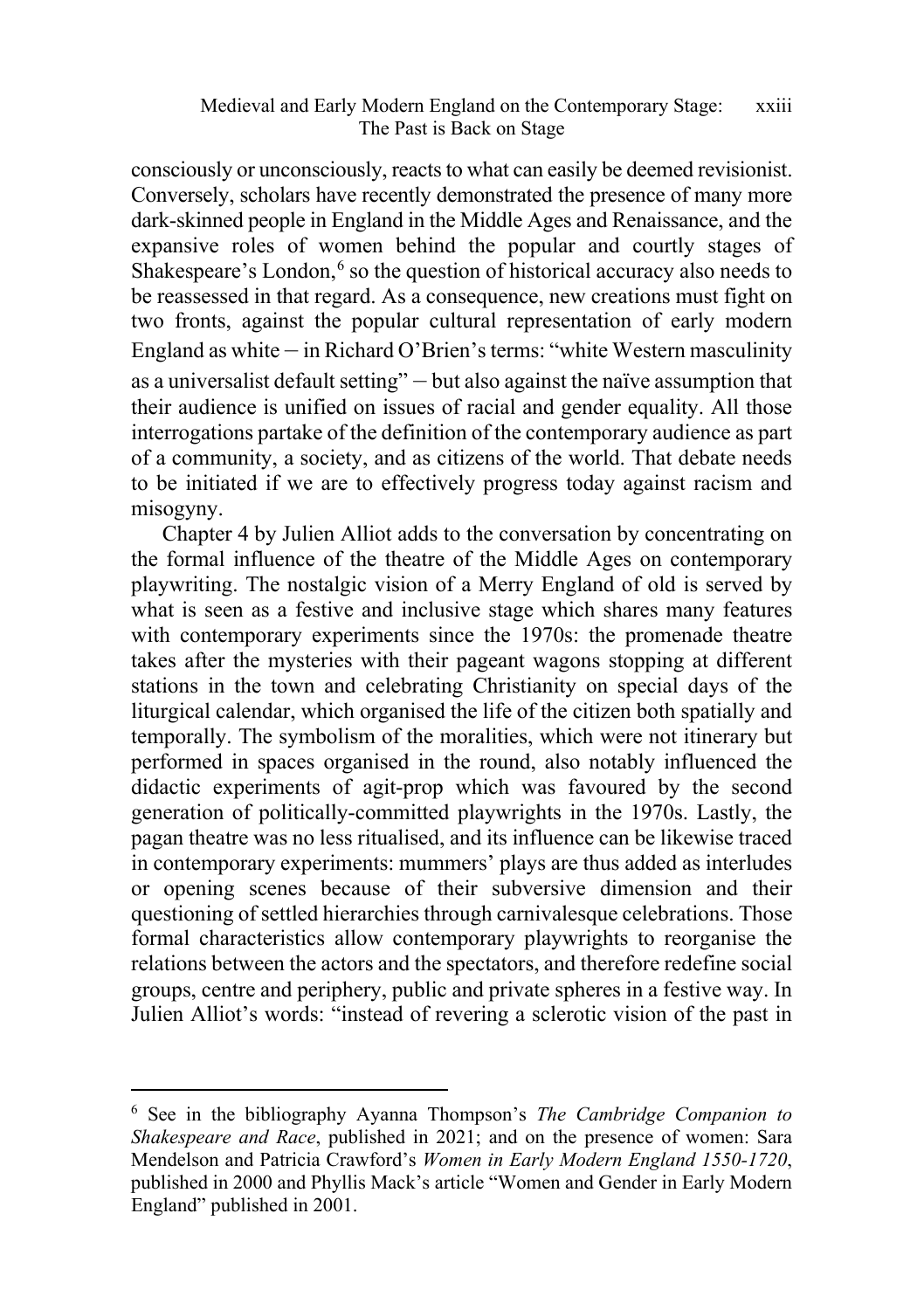consciously or unconsciously, reacts to what can easily be deemed revisionist. Conversely, scholars have recently demonstrated the presence of many more dark-skinned people in England in the Middle Ages and Renaissance, and the expansive roles of women behind the popular and courtly stages of Shakespeare's London,[6] so the question of historical accuracy also needs to be reassessed in that regard. As a consequence, new creations must fight on two fronts, against the popular cultural representation of early modern England as white – in Richard O'Brien's terms: "white Western masculinity as a universalist default setting" – but also against the naïve assumption that their audience is unified on issues of racial and gender equality. All those interrogations partake of the definition of the contemporary audience as part of a community, a society, and as citizens of the world. That debate needs to be initiated if we are to effectively progress today against racism and misogyny.

Chapter 4 by Julien Alliot adds to the conversation by concentrating on the formal influence of the theatre of the Middle Ages on contemporary playwriting. The nostalgic vision of a Merry England of old is served by what is seen as a festive and inclusive stage which shares many features with contemporary experiments since the 1970s: the promenade theatre takes after the mysteries with their pageant wagons stopping at different stations in the town and celebrating Christianity on special days of the liturgical calendar, which organised the life of the citizen both spatially and temporally. The symbolism of the moralities, which were not itinerary but performed in spaces organised in the round, also notably influenced the didactic experiments of agit-prop which was favoured by the second generation of politically-committed playwrights in the 1970s. Lastly, the pagan theatre was no less ritualised, and its influence can be likewise traced in contemporary experiments: mummers' plays are thus added as interludes or opening scenes because of their subversive dimension and their questioning of settled hierarchies through carnivalesque celebrations. Those formal characteristics allow contemporary playwrights to reorganise the relations between the actors and the spectators, and therefore redefine social groups, centre and periphery, public and private spheres in a festive way. In Julien Alliot's words: "instead of revering a sclerotic vision of the past in

---

[6] See in the bibliography Ayanna Thompson's *The Cambridge Companion to Shakespeare and Race*, published in 2021; and on the presence of women: Sara Mendelson and Patricia Crawford's *Women in Early Modern England 1550-1720*, published in 2000 and Phyllis Mack's article "Women and Gender in Early Modern England" published in 2001.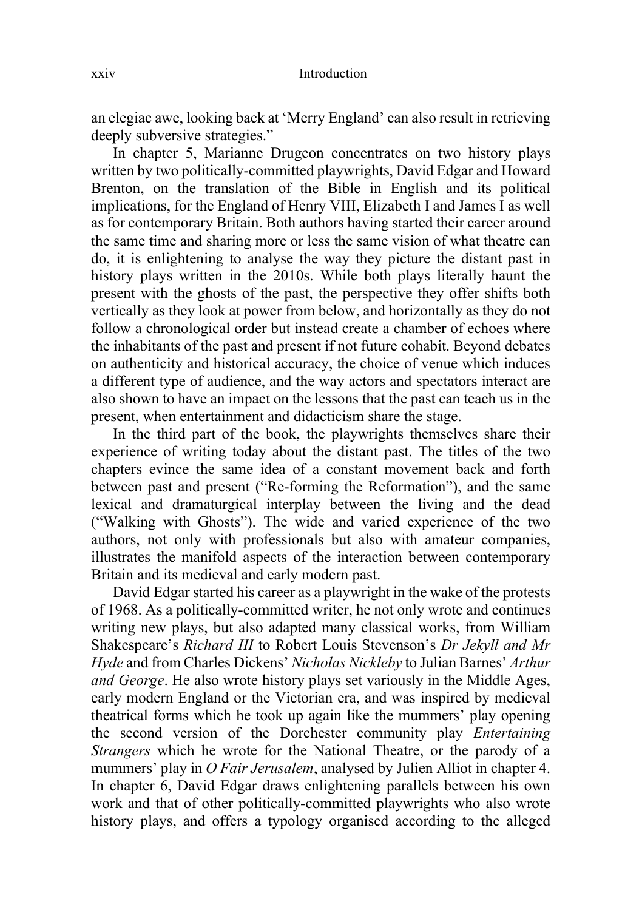an elegiac awe, looking back at 'Merry England' can also result in retrieving deeply subversive strategies."

In chapter 5, Marianne Drugeon concentrates on two history plays written by two politically-committed playwrights, David Edgar and Howard Brenton, on the translation of the Bible in English and its political implications, for the England of Henry VIII, Elizabeth I and James I as well as for contemporary Britain. Both authors having started their career around the same time and sharing more or less the same vision of what theatre can do, it is enlightening to analyse the way they picture the distant past in history plays written in the 2010s. While both plays literally haunt the present with the ghosts of the past, the perspective they offer shifts both vertically as they look at power from below, and horizontally as they do not follow a chronological order but instead create a chamber of echoes where the inhabitants of the past and present if not future cohabit. Beyond debates on authenticity and historical accuracy, the choice of venue which induces a different type of audience, and the way actors and spectators interact are also shown to have an impact on the lessons that the past can teach us in the present, when entertainment and didacticism share the stage.

In the third part of the book, the playwrights themselves share their experience of writing today about the distant past. The titles of the two chapters evince the same idea of a constant movement back and forth between past and present ("Re-forming the Reformation"), and the same lexical and dramaturgical interplay between the living and the dead ("Walking with Ghosts"). The wide and varied experience of the two authors, not only with professionals but also with amateur companies, illustrates the manifold aspects of the interaction between contemporary Britain and its medieval and early modern past.

David Edgar started his career as a playwright in the wake of the protests of 1968. As a politically-committed writer, he not only wrote and continues writing new plays, but also adapted many classical works, from William Shakespeare's *Richard III* to Robert Louis Stevenson's *Dr Jekyll and Mr Hyde* and from Charles Dickens' *Nicholas Nickleby* to Julian Barnes' *Arthur and George*. He also wrote history plays set variously in the Middle Ages, early modern England or the Victorian era, and was inspired by medieval theatrical forms which he took up again like the mummers' play opening the second version of the Dorchester community play *Entertaining Strangers* which he wrote for the National Theatre, or the parody of a mummers' play in *O Fair Jerusalem*, analysed by Julien Alliot in chapter 4. In chapter 6, David Edgar draws enlightening parallels between his own work and that of other politically-committed playwrights who also wrote history plays, and offers a typology organised according to the alleged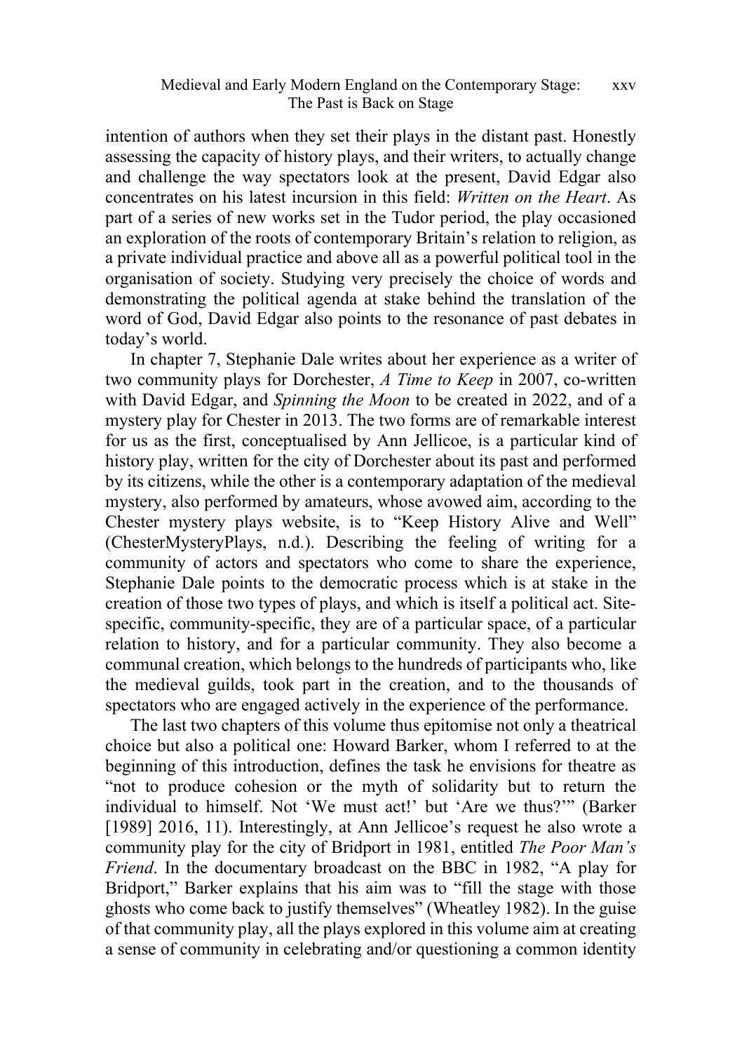intention of authors when they set their plays in the distant past. Honestly assessing the capacity of history plays, and their writers, to actually change and challenge the way spectators look at the present, David Edgar also concentrates on his latest incursion in this field: *Written on the Heart*. As part of a series of new works set in the Tudor period, the play occasioned an exploration of the roots of contemporary Britain's relation to religion, as a private individual practice and above all as a powerful political tool in the organisation of society. Studying very precisely the choice of words and demonstrating the political agenda at stake behind the translation of the word of God, David Edgar also points to the resonance of past debates in today's world.

In chapter 7, Stephanie Dale writes about her experience as a writer of two community plays for Dorchester, *A Time to Keep* in 2007, co-written with David Edgar, and *Spinning the Moon* to be created in 2022, and of a mystery play for Chester in 2013. The two forms are of remarkable interest for us as the first, conceptualised by Ann Jellicoe, is a particular kind of history play, written for the city of Dorchester about its past and performed by its citizens, while the other is a contemporary adaptation of the medieval mystery, also performed by amateurs, whose avowed aim, according to the Chester mystery plays website, is to "Keep History Alive and Well" (ChesterMysteryPlays, n.d.). Describing the feeling of writing for a community of actors and spectators who come to share the experience, Stephanie Dale points to the democratic process which is at stake in the creation of those two types of plays, and which is itself a political act. Site-specific, community-specific, they are of a particular space, of a particular relation to history, and for a particular community. They also become a communal creation, which belongs to the hundreds of participants who, like the medieval guilds, took part in the creation, and to the thousands of spectators who are engaged actively in the experience of the performance.

The last two chapters of this volume thus epitomise not only a theatrical choice but also a political one: Howard Barker, whom I referred to at the beginning of this introduction, defines the task he envisions for theatre as "not to produce cohesion or the myth of solidarity but to return the individual to himself. Not 'We must act!' but 'Are we thus?'" (Barker [1989] 2016, 11). Interestingly, at Ann Jellicoe's request he also wrote a community play for the city of Bridport in 1981, entitled *The Poor Man's Friend*. In the documentary broadcast on the BBC in 1982, "A play for Bridport," Barker explains that his aim was to "fill the stage with those ghosts who come back to justify themselves" (Wheatley 1982). In the guise of that community play, all the plays explored in this volume aim at creating a sense of community in celebrating and/or questioning a common identity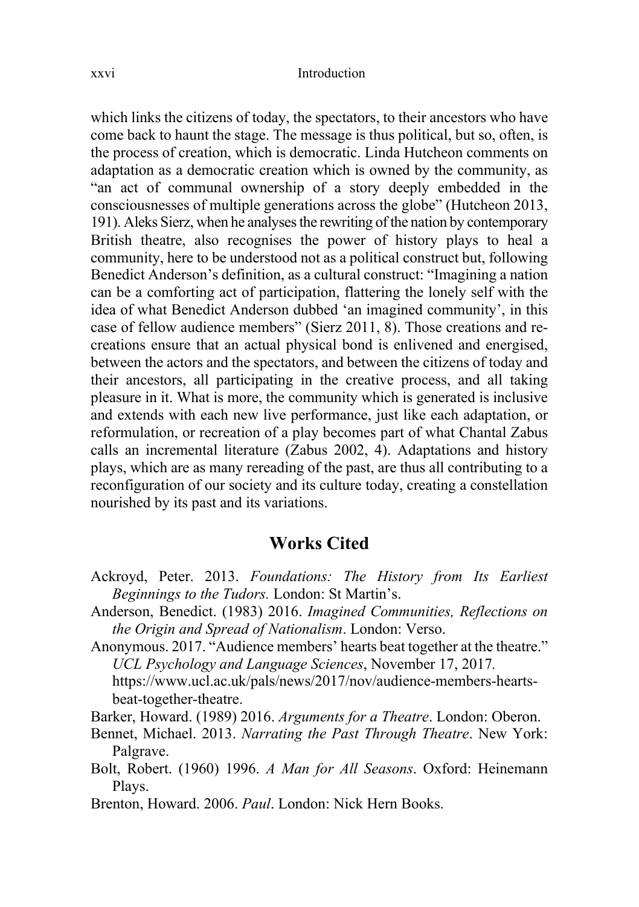which links the citizens of today, the spectators, to their ancestors who have come back to haunt the stage. The message is thus political, but so, often, is the process of creation, which is democratic. Linda Hutcheon comments on adaptation as a democratic creation which is owned by the community, as "an act of communal ownership of a story deeply embedded in the consciousnesses of multiple generations across the globe" (Hutcheon 2013, 191). Aleks Sierz, when he analyses the rewriting of the nation by contemporary British theatre, also recognises the power of history plays to heal a community, here to be understood not as a political construct but, following Benedict Anderson's definition, as a cultural construct: "Imagining a nation can be a comforting act of participation, flattering the lonely self with the idea of what Benedict Anderson dubbed 'an imagined community', in this case of fellow audience members" (Sierz 2011, 8). Those creations and re-creations ensure that an actual physical bond is enlivened and energised, between the actors and the spectators, and between the citizens of today and their ancestors, all participating in the creative process, and all taking pleasure in it. What is more, the community which is generated is inclusive and extends with each new live performance, just like each adaptation, or reformulation, or recreation of a play becomes part of what Chantal Zabus calls an incremental literature (Zabus 2002, 4). Adaptations and history plays, which are as many rereading of the past, are thus all contributing to a reconfiguration of our society and its culture today, creating a constellation nourished by its past and its variations.

## Works Cited

Ackroyd, Peter. 2013. *Foundations: The History from Its Earliest Beginnings to the Tudors.* London: St Martin's.

Anderson, Benedict. (1983) 2016. *Imagined Communities, Reflections on the Origin and Spread of Nationalism*. London: Verso.

Anonymous. 2017. "Audience members' hearts beat together at the theatre." *UCL Psychology and Language Sciences*, November 17, 2017. https://www.ucl.ac.uk/pals/news/2017/nov/audience-members-hearts-beat-together-theatre.

Barker, Howard. (1989) 2016. *Arguments for a Theatre*. London: Oberon.

Bennet, Michael. 2013. *Narrating the Past Through Theatre*. New York: Palgrave.

Bolt, Robert. (1960) 1996. *A Man for All Seasons*. Oxford: Heinemann Plays.

Brenton, Howard. 2006. *Paul*. London: Nick Hern Books.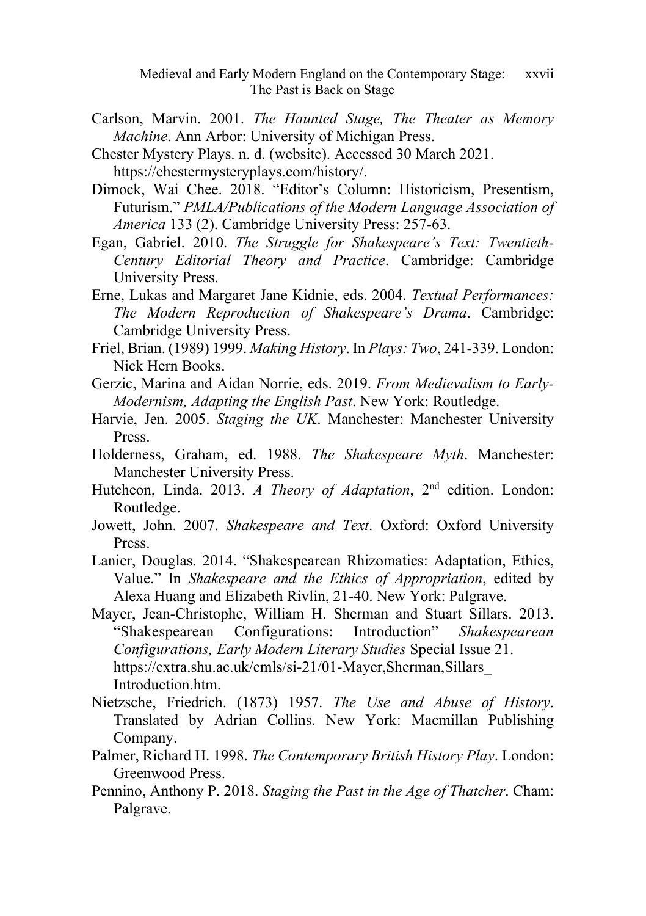Carlson, Marvin. 2001. *The Haunted Stage, The Theater as Memory Machine*. Ann Arbor: University of Michigan Press.

Chester Mystery Plays. n. d. (website). Accessed 30 March 2021. https://chestermysteryplays.com/history/.

Dimock, Wai Chee. 2018. "Editor's Column: Historicism, Presentism, Futurism." *PMLA/Publications of the Modern Language Association of America* 133 (2). Cambridge University Press: 257-63.

Egan, Gabriel. 2010. *The Struggle for Shakespeare's Text: Twentieth-Century Editorial Theory and Practice*. Cambridge: Cambridge University Press.

Erne, Lukas and Margaret Jane Kidnie, eds. 2004. *Textual Performances: The Modern Reproduction of Shakespeare's Drama*. Cambridge: Cambridge University Press.

Friel, Brian. (1989) 1999. *Making History*. In *Plays: Two*, 241-339. London: Nick Hern Books.

Gerzic, Marina and Aidan Norrie, eds. 2019. *From Medievalism to Early-Modernism, Adapting the English Past*. New York: Routledge.

Harvie, Jen. 2005. *Staging the UK*. Manchester: Manchester University Press.

Holderness, Graham, ed. 1988. *The Shakespeare Myth*. Manchester: Manchester University Press.

Hutcheon, Linda. 2013. *A Theory of Adaptation*, 2nd edition. London: Routledge.

Jowett, John. 2007. *Shakespeare and Text*. Oxford: Oxford University Press.

Lanier, Douglas. 2014. "Shakespearean Rhizomatics: Adaptation, Ethics, Value." In *Shakespeare and the Ethics of Appropriation*, edited by Alexa Huang and Elizabeth Rivlin, 21-40. New York: Palgrave.

Mayer, Jean-Christophe, William H. Sherman and Stuart Sillars. 2013. "Shakespearean Configurations: Introduction" *Shakespearean Configurations, Early Modern Literary Studies* Special Issue 21. https://extra.shu.ac.uk/emls/si-21/01-Mayer,Sherman,Sillars_Introduction.htm.

Nietzsche, Friedrich. (1873) 1957. *The Use and Abuse of History*. Translated by Adrian Collins. New York: Macmillan Publishing Company.

Palmer, Richard H. 1998. *The Contemporary British History Play*. London: Greenwood Press.

Pennino, Anthony P. 2018. *Staging the Past in the Age of Thatcher*. Cham: Palgrave.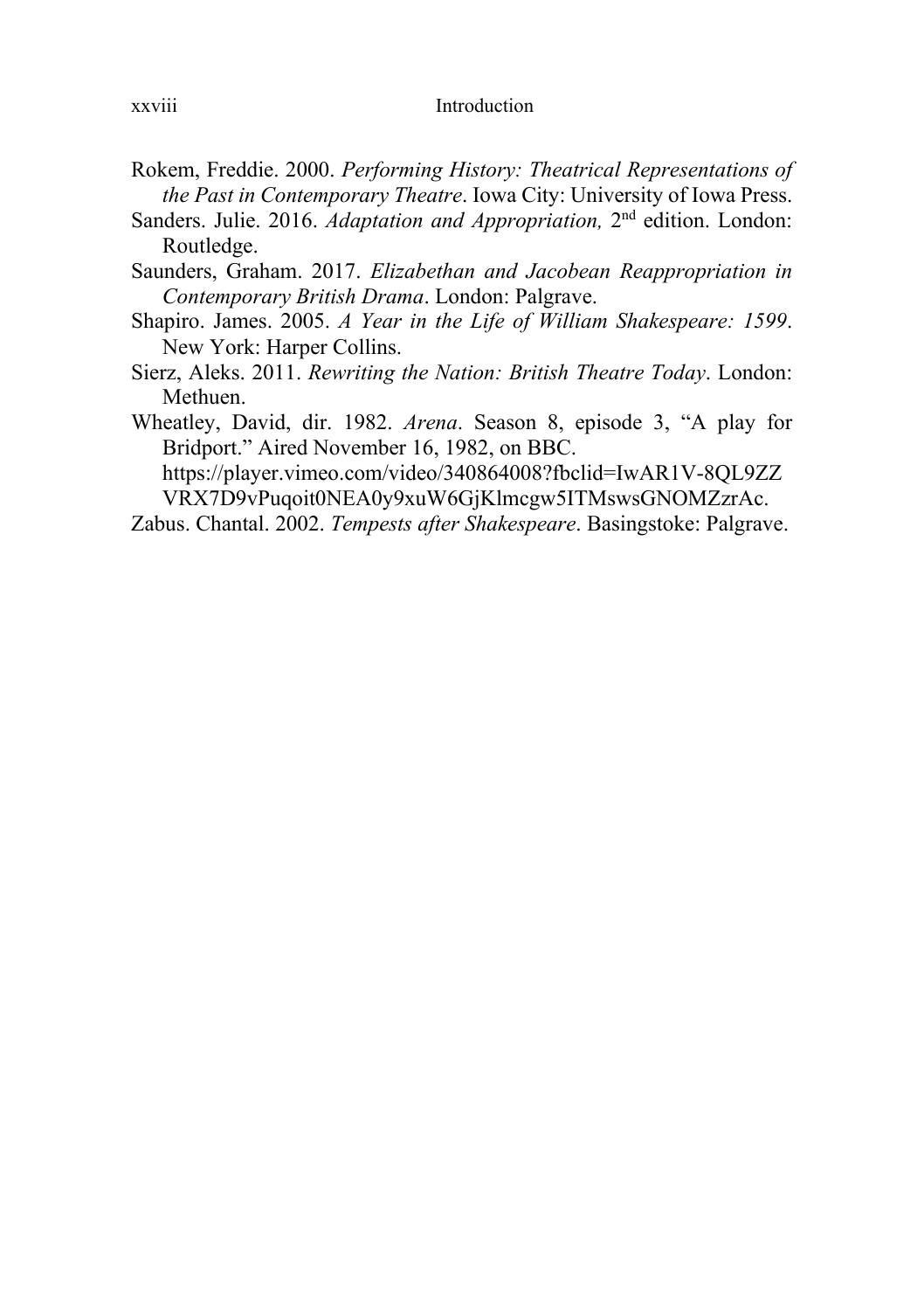Rokem, Freddie. 2000. *Performing History: Theatrical Representations of the Past in Contemporary Theatre*. Iowa City: University of Iowa Press.

Sanders. Julie. 2016. *Adaptation and Appropriation,* 2nd edition. London: Routledge.

Saunders, Graham. 2017. *Elizabethan and Jacobean Reappropriation in Contemporary British Drama*. London: Palgrave.

Shapiro. James. 2005. *A Year in the Life of William Shakespeare: 1599*. New York: Harper Collins.

Sierz, Aleks. 2011. *Rewriting the Nation: British Theatre Today*. London: Methuen.

Wheatley, David, dir. 1982. *Arena*. Season 8, episode 3, "A play for Bridport." Aired November 16, 1982, on BBC. https://player.vimeo.com/video/340864008?fbclid=IwAR1V-8QL9ZZVRX7D9vPuqoit0NEA0y9xuW6GjKlmcgw5ITMswsGNOMZzrAc.

Zabus. Chantal. 2002. *Tempests after Shakespeare*. Basingstoke: Palgrave.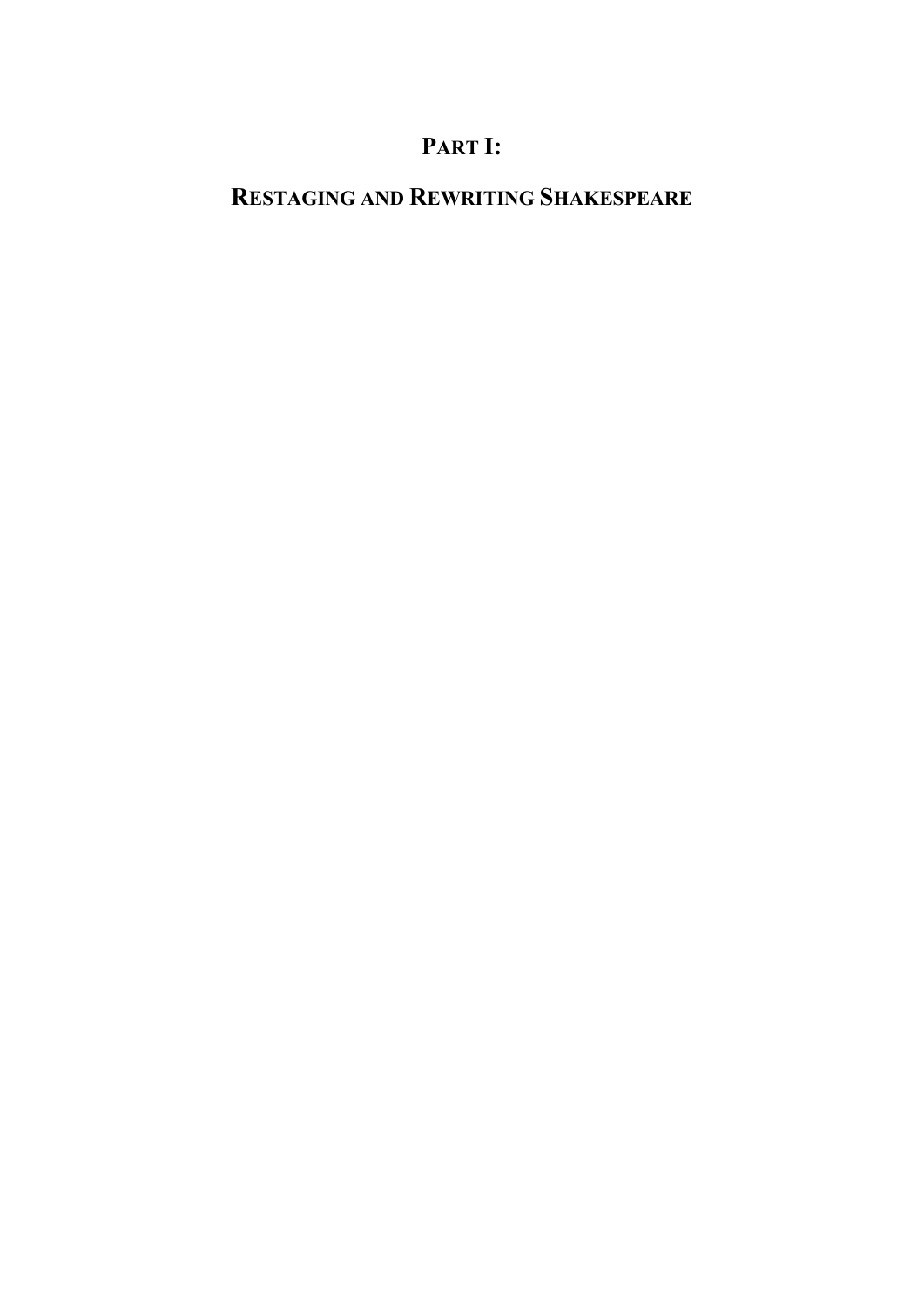# PART I:

## RESTAGING AND REWRITING SHAKESPEARE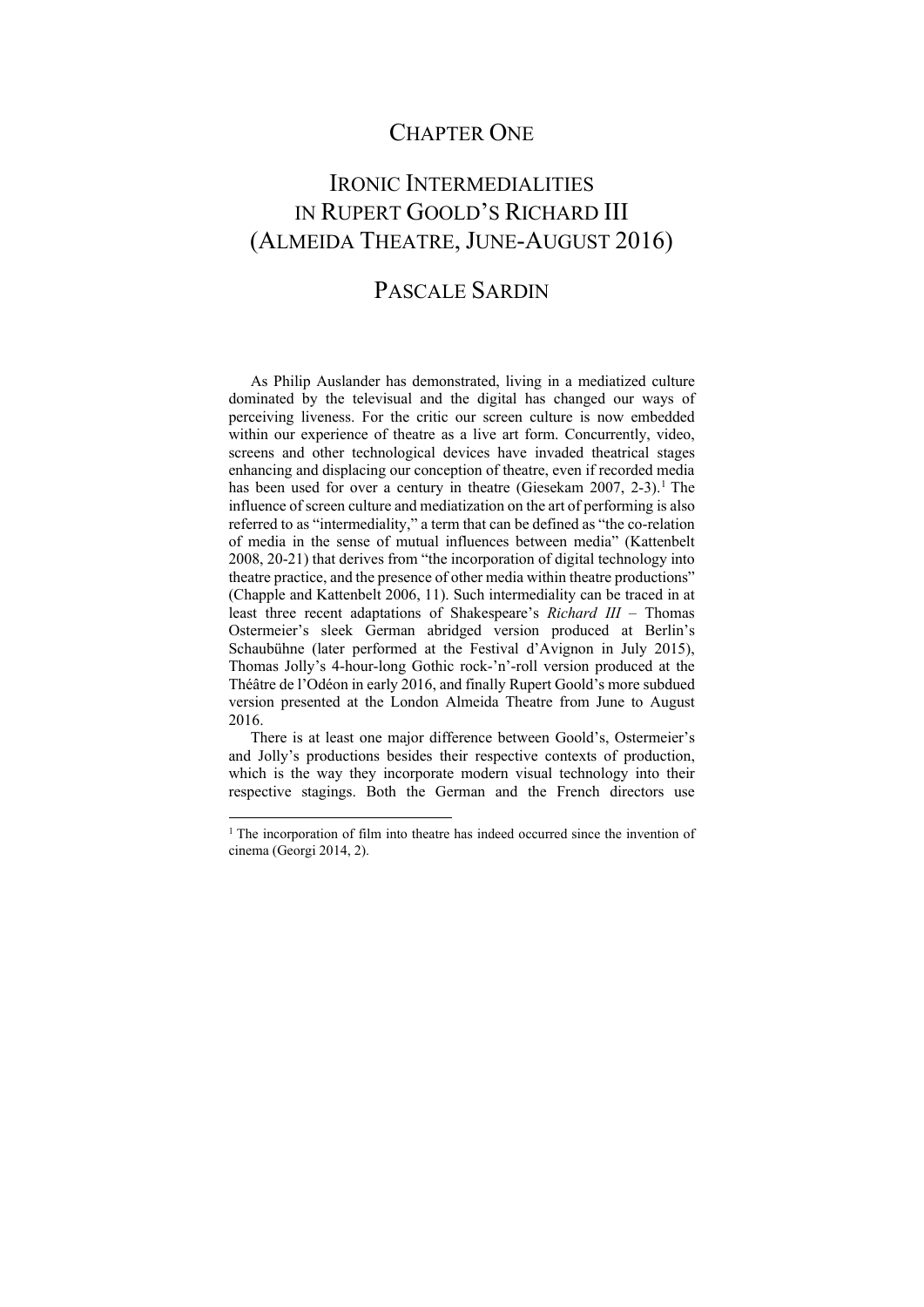# CHAPTER ONE

# IRONIC INTERMEDIALITIES IN RUPERT GOOLD'S RICHARD III (ALMEIDA THEATRE, JUNE-AUGUST 2016)

## PASCALE SARDIN

As Philip Auslander has demonstrated, living in a mediatized culture dominated by the televisual and the digital has changed our ways of perceiving liveness. For the critic our screen culture is now embedded within our experience of theatre as a live art form. Concurrently, video, screens and other technological devices have invaded theatrical stages enhancing and displacing our conception of theatre, even if recorded media has been used for over a century in theatre (Giesekam 2007, 2-3).[1] The influence of screen culture and mediatization on the art of performing is also referred to as "intermediality," a term that can be defined as "the co-relation of media in the sense of mutual influences between media" (Kattenbelt 2008, 20-21) that derives from "the incorporation of digital technology into theatre practice, and the presence of other media within theatre productions" (Chapple and Kattenbelt 2006, 11). Such intermediality can be traced in at least three recent adaptations of Shakespeare's *Richard III* – Thomas Ostermeier's sleek German abridged version produced at Berlin's Schaubühne (later performed at the Festival d'Avignon in July 2015), Thomas Jolly's 4-hour-long Gothic rock-'n'-roll version produced at the Théâtre de l'Odéon in early 2016, and finally Rupert Goold's more subdued version presented at the London Almeida Theatre from June to August 2016.

There is at least one major difference between Goold's, Ostermeier's and Jolly's productions besides their respective contexts of production, which is the way they incorporate modern visual technology into their respective stagings. Both the German and the French directors use

---

[1] The incorporation of film into theatre has indeed occurred since the invention of cinema (Georgi 2014, 2).